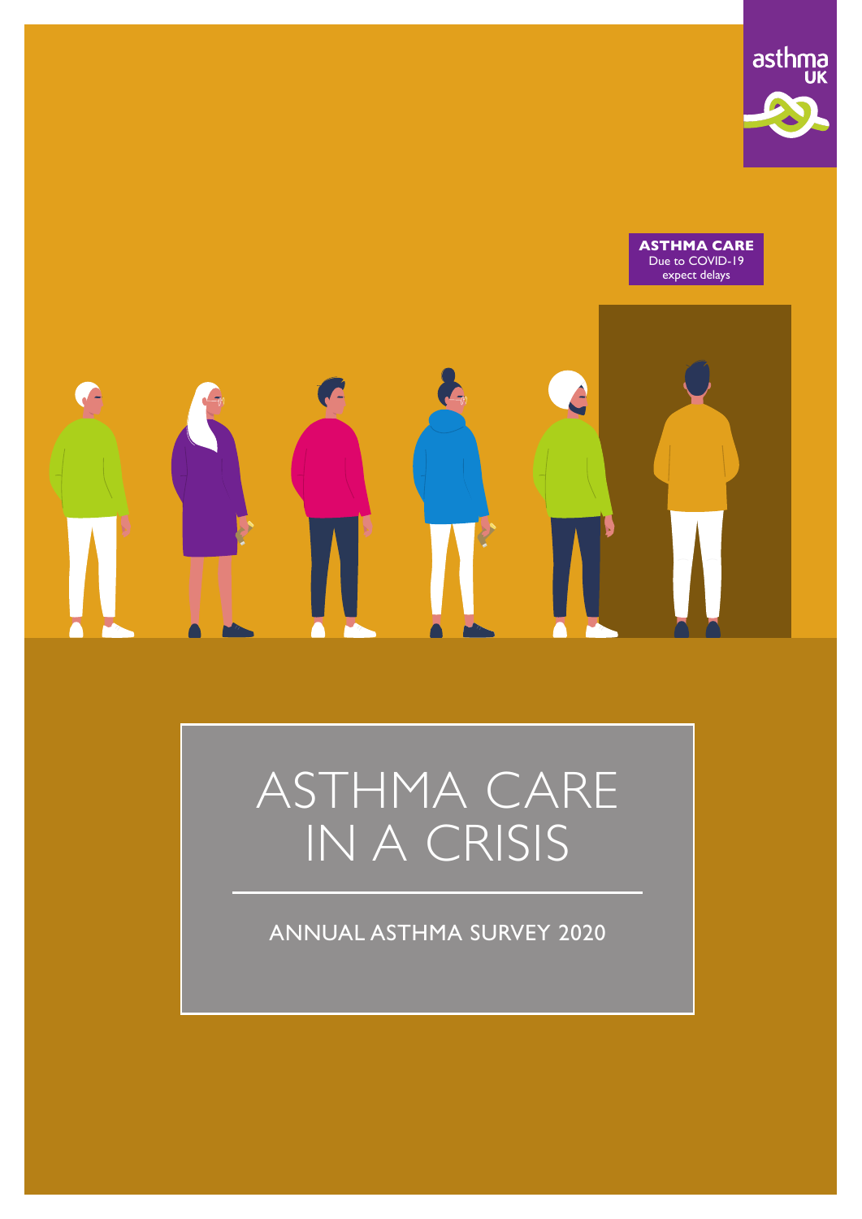asthma UK

ASTHMA CARE
Due to COVID-19
expect delays

# ASTHMA CARE IN A CRISIS

## ANNUAL ASTHMA SURVEY 2020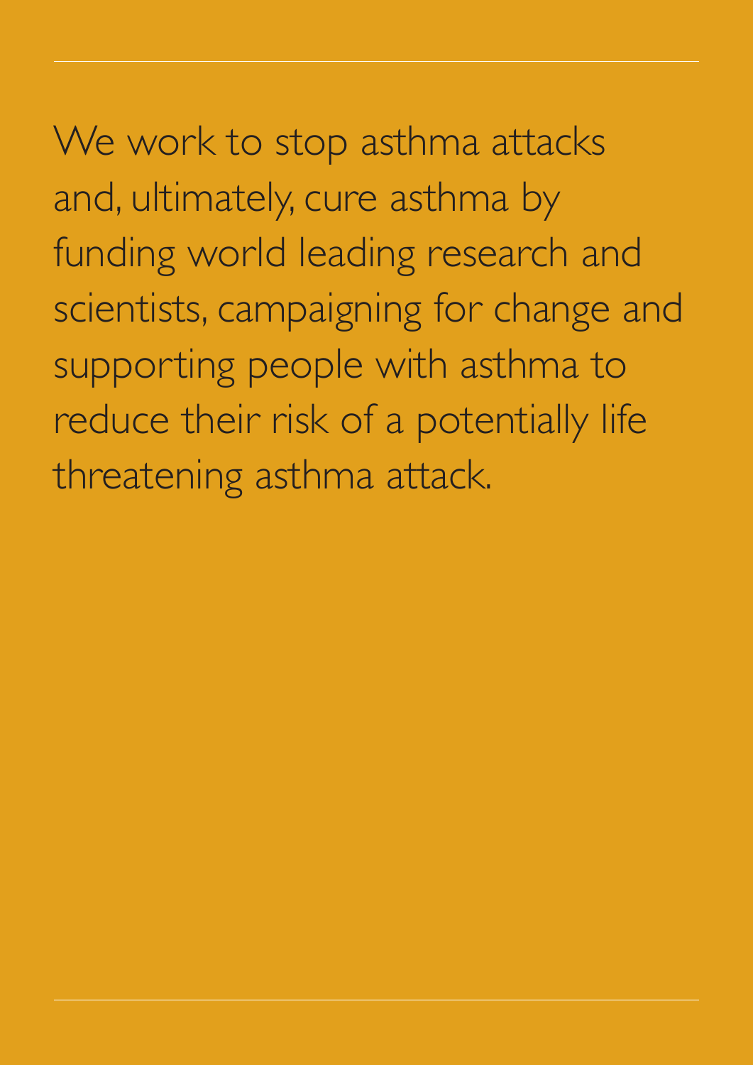We work to stop asthma attacks and, ultimately, cure asthma by funding world leading research and scientists, campaigning for change and supporting people with asthma to reduce their risk of a potentially life threatening asthma attack.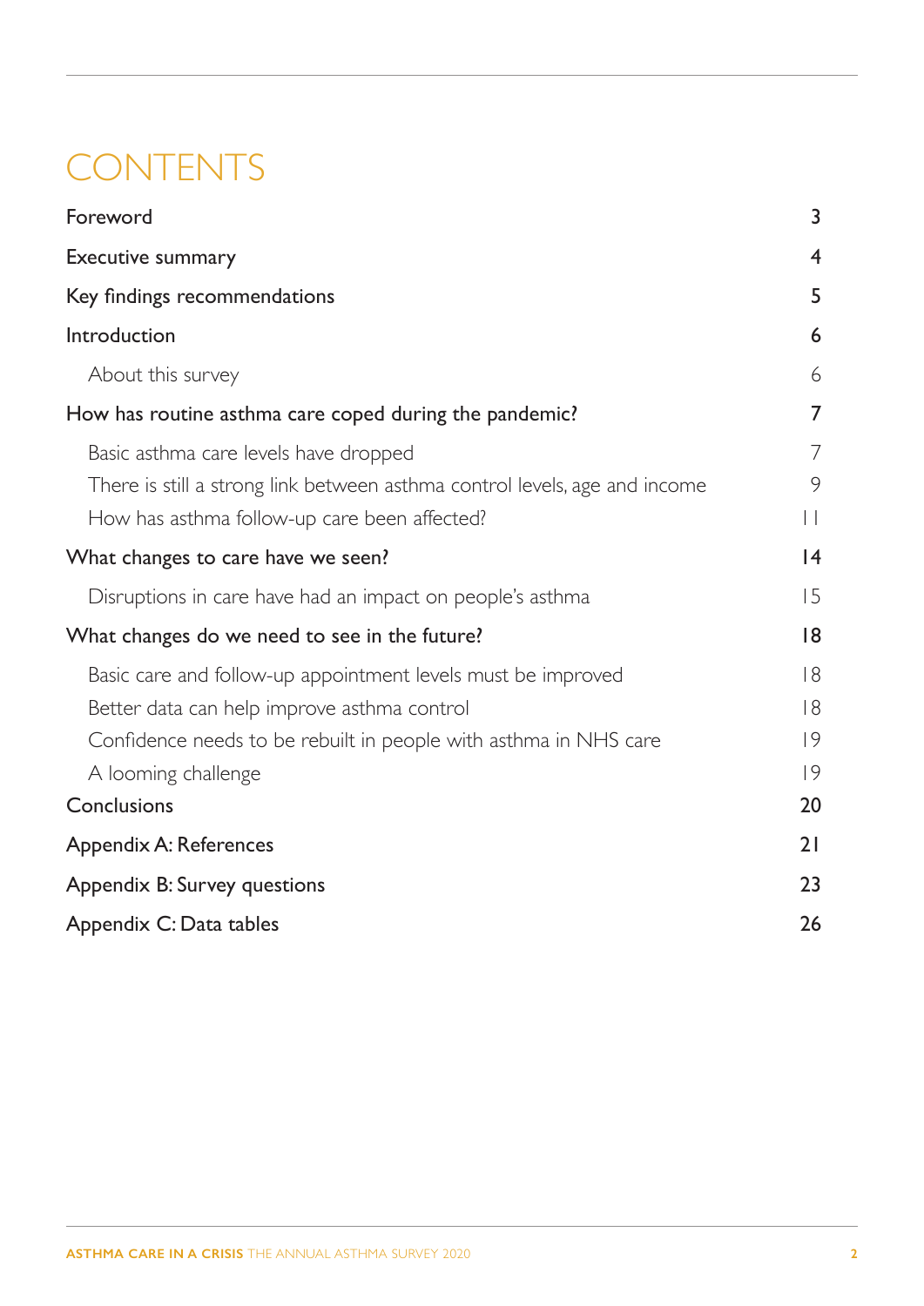# CONTENTS

| | |
|---|---|
| **Foreword** | **3** |
| **Executive summary** | **4** |
| **Key findings recommendations** | **5** |
| **Introduction** | **6** |
| About this survey | 6 |
| **How has routine asthma care coped during the pandemic?** | **7** |
| Basic asthma care levels have dropped | 7 |
| There is still a strong link between asthma control levels, age and income | 9 |
| How has asthma follow-up care been affected? | 11 |
| **What changes to care have we seen?** | **14** |
| Disruptions in care have had an impact on people's asthma | 15 |
| **What changes do we need to see in the future?** | **18** |
| Basic care and follow-up appointment levels must be improved | 18 |
| Better data can help improve asthma control | 18 |
| Confidence needs to be rebuilt in people with asthma in NHS care | 19 |
| A looming challenge | 19 |
| **Conclusions** | **20** |
| **Appendix A: References** | **21** |
| **Appendix B: Survey questions** | **23** |
| **Appendix C: Data tables** | **26** |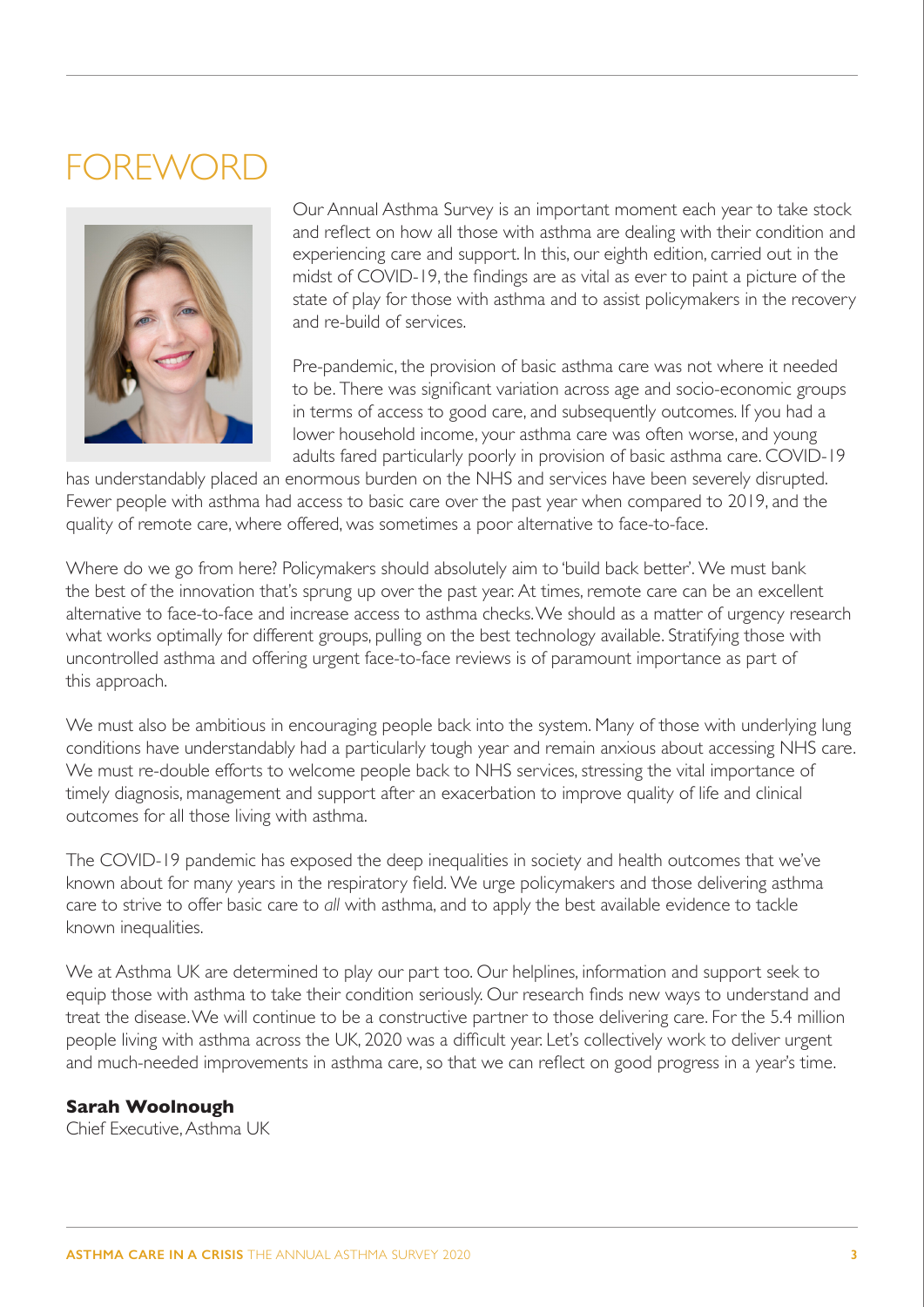# FOREWORD

Our Annual Asthma Survey is an important moment each year to take stock and reflect on how all those with asthma are dealing with their condition and experiencing care and support. In this, our eighth edition, carried out in the midst of COVID-19, the findings are as vital as ever to paint a picture of the state of play for those with asthma and to assist policymakers in the recovery and re-build of services.

Pre-pandemic, the provision of basic asthma care was not where it needed to be. There was significant variation across age and socio-economic groups in terms of access to good care, and subsequently outcomes. If you had a lower household income, your asthma care was often worse, and young adults fared particularly poorly in provision of basic asthma care. COVID-19 has understandably placed an enormous burden on the NHS and services have been severely disrupted. Fewer people with asthma had access to basic care over the past year when compared to 2019, and the quality of remote care, where offered, was sometimes a poor alternative to face-to-face.

Where do we go from here? Policymakers should absolutely aim to 'build back better'. We must bank the best of the innovation that's sprung up over the past year. At times, remote care can be an excellent alternative to face-to-face and increase access to asthma checks. We should as a matter of urgency research what works optimally for different groups, pulling on the best technology available. Stratifying those with uncontrolled asthma and offering urgent face-to-face reviews is of paramount importance as part of this approach.

We must also be ambitious in encouraging people back into the system. Many of those with underlying lung conditions have understandably had a particularly tough year and remain anxious about accessing NHS care. We must re-double efforts to welcome people back to NHS services, stressing the vital importance of timely diagnosis, management and support after an exacerbation to improve quality of life and clinical outcomes for all those living with asthma.

The COVID-19 pandemic has exposed the deep inequalities in society and health outcomes that we've known about for many years in the respiratory field. We urge policymakers and those delivering asthma care to strive to offer basic care to *all* with asthma, and to apply the best available evidence to tackle known inequalities.

We at Asthma UK are determined to play our part too. Our helplines, information and support seek to equip those with asthma to take their condition seriously. Our research finds new ways to understand and treat the disease. We will continue to be a constructive partner to those delivering care. For the 5.4 million people living with asthma across the UK, 2020 was a difficult year. Let's collectively work to deliver urgent and much-needed improvements in asthma care, so that we can reflect on good progress in a year's time.

**Sarah Woolnough**
Chief Executive, Asthma UK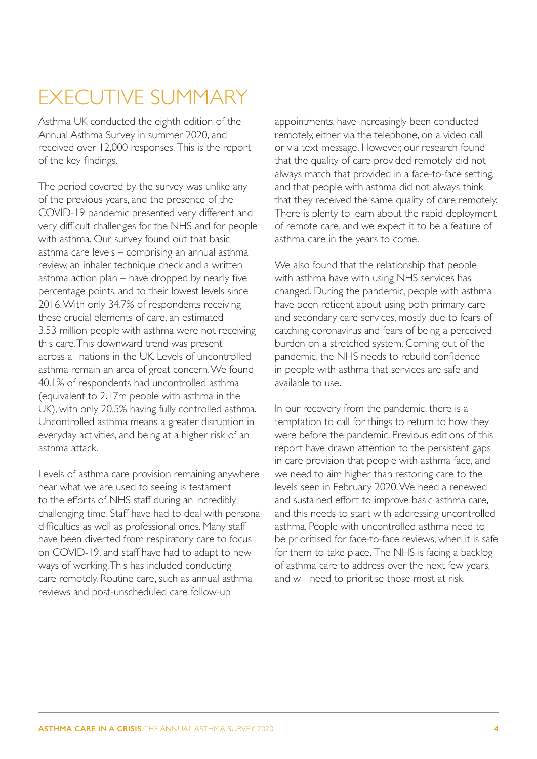# EXECUTIVE SUMMARY

Asthma UK conducted the eighth edition of the Annual Asthma Survey in summer 2020, and received over 12,000 responses. This is the report of the key findings.

The period covered by the survey was unlike any of the previous years, and the presence of the COVID-19 pandemic presented very different and very difficult challenges for the NHS and for people with asthma. Our survey found out that basic asthma care levels – comprising an annual asthma review, an inhaler technique check and a written asthma action plan – have dropped by nearly five percentage points, and to their lowest levels since 2016. With only 34.7% of respondents receiving these crucial elements of care, an estimated 3.53 million people with asthma were not receiving this care. This downward trend was present across all nations in the UK. Levels of uncontrolled asthma remain an area of great concern. We found 40.1% of respondents had uncontrolled asthma (equivalent to 2.17m people with asthma in the UK), with only 20.5% having fully controlled asthma. Uncontrolled asthma means a greater disruption in everyday activities, and being at a higher risk of an asthma attack.

Levels of asthma care provision remaining anywhere near what we are used to seeing is testament to the efforts of NHS staff during an incredibly challenging time. Staff have had to deal with personal difficulties as well as professional ones. Many staff have been diverted from respiratory care to focus on COVID-19, and staff have had to adapt to new ways of working. This has included conducting care remotely. Routine care, such as annual asthma reviews and post-unscheduled care follow-up appointments, have increasingly been conducted remotely, either via the telephone, on a video call or via text message. However, our research found that the quality of care provided remotely did not always match that provided in a face-to-face setting, and that people with asthma did not always think that they received the same quality of care remotely. There is plenty to learn about the rapid deployment of remote care, and we expect it to be a feature of asthma care in the years to come.

We also found that the relationship that people with asthma have with using NHS services has changed. During the pandemic, people with asthma have been reticent about using both primary care and secondary care services, mostly due to fears of catching coronavirus and fears of being a perceived burden on a stretched system. Coming out of the pandemic, the NHS needs to rebuild confidence in people with asthma that services are safe and available to use.

In our recovery from the pandemic, there is a temptation to call for things to return to how they were before the pandemic. Previous editions of this report have drawn attention to the persistent gaps in care provision that people with asthma face, and we need to aim higher than restoring care to the levels seen in February 2020. We need a renewed and sustained effort to improve basic asthma care, and this needs to start with addressing uncontrolled asthma. People with uncontrolled asthma need to be prioritised for face-to-face reviews, when it is safe for them to take place. The NHS is facing a backlog of asthma care to address over the next few years, and will need to prioritise those most at risk.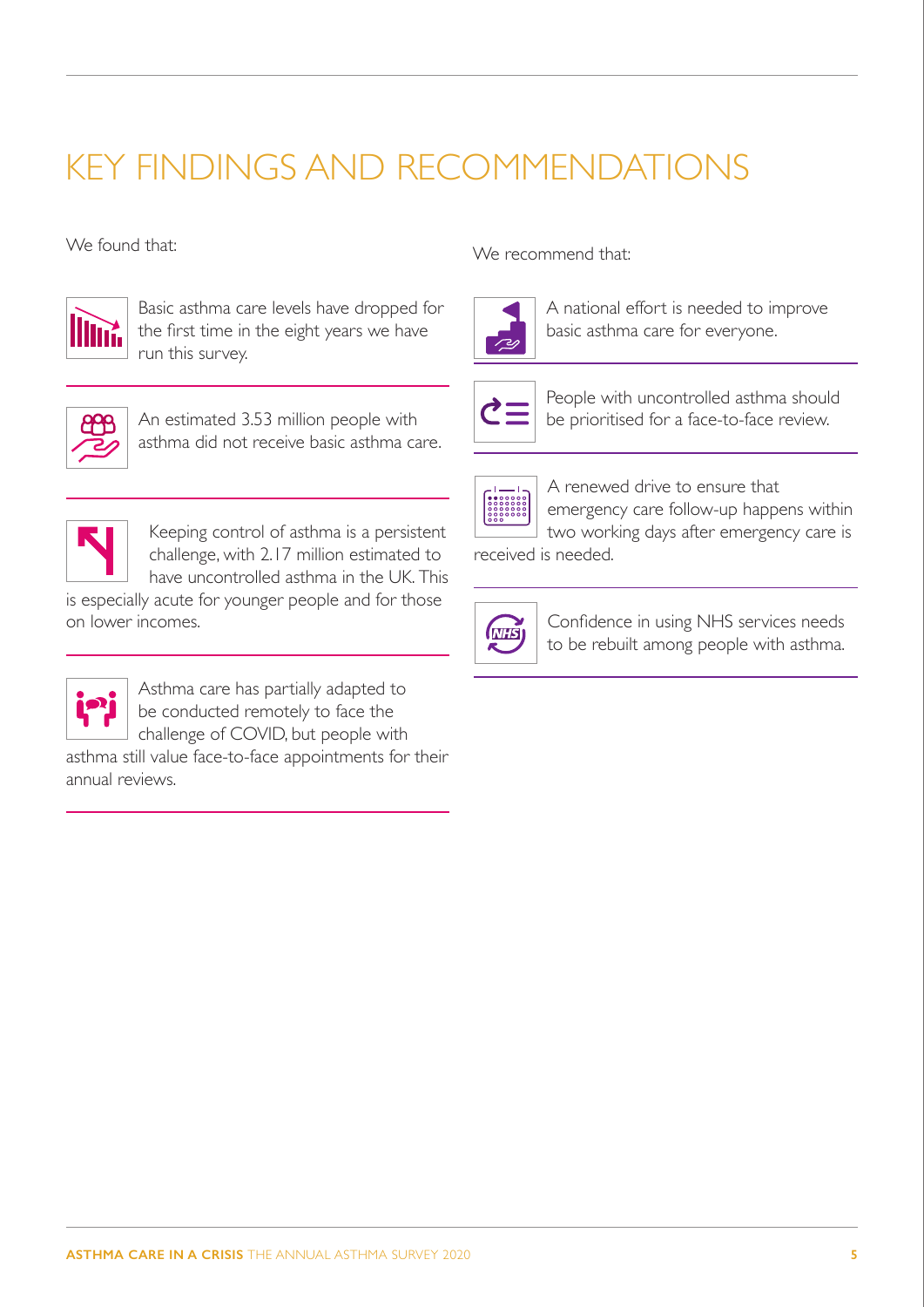# KEY FINDINGS AND RECOMMENDATIONS

We found that:

- Basic asthma care levels have dropped for the first time in the eight years we have run this survey.
- An estimated 3.53 million people with asthma did not receive basic asthma care.
- Keeping control of asthma is a persistent challenge, with 2.17 million estimated to have uncontrolled asthma in the UK. This is especially acute for younger people and for those on lower incomes.
- Asthma care has partially adapted to be conducted remotely to face the challenge of COVID, but people with asthma still value face-to-face appointments for their annual reviews.

We recommend that:

- A national effort is needed to improve basic asthma care for everyone.
- People with uncontrolled asthma should be prioritised for a face-to-face review.
- A renewed drive to ensure that emergency care follow-up happens within two working days after emergency care is received is needed.
- Confidence in using NHS services needs to be rebuilt among people with asthma.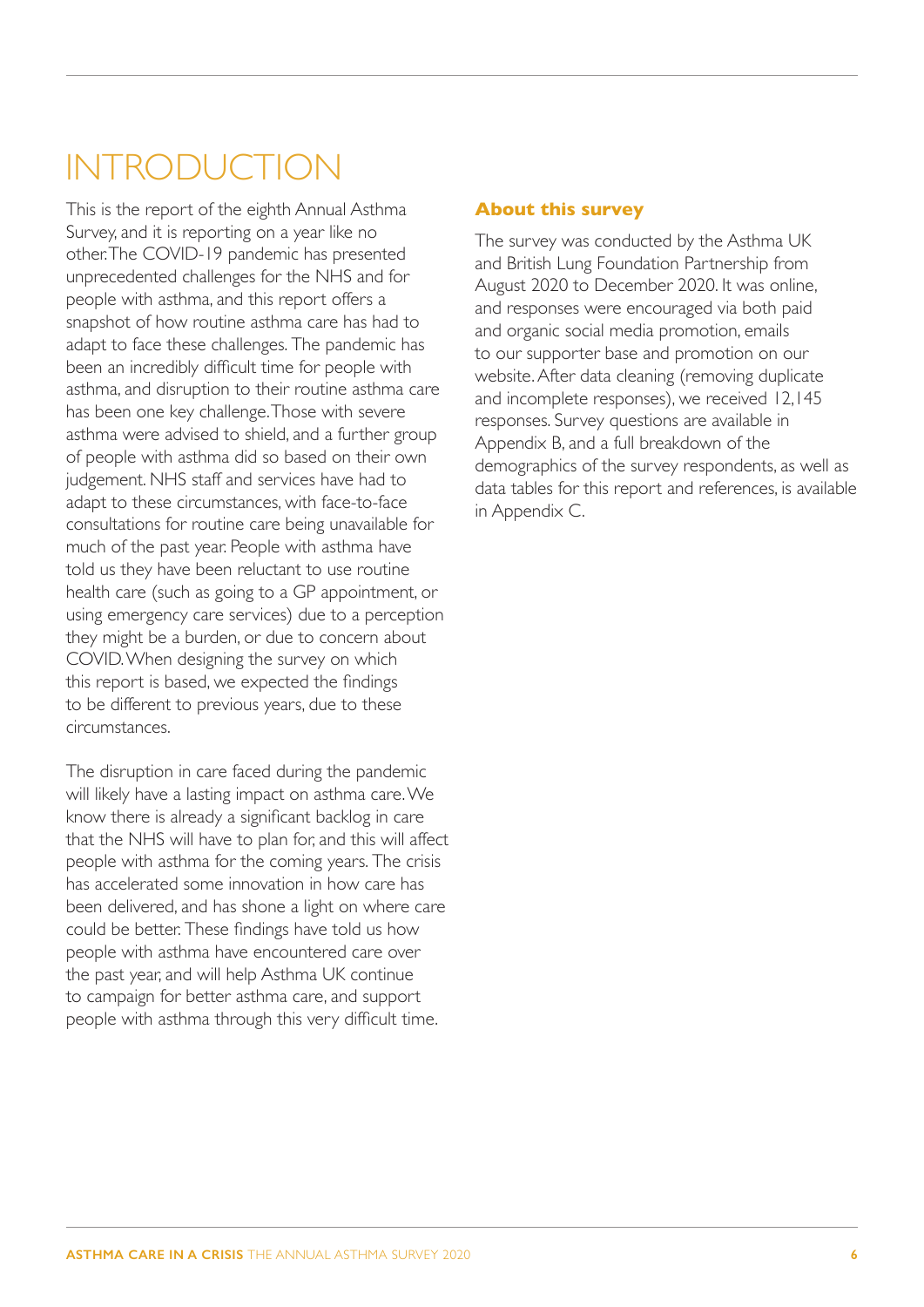# INTRODUCTION

This is the report of the eighth Annual Asthma Survey, and it is reporting on a year like no other. The COVID-19 pandemic has presented unprecedented challenges for the NHS and for people with asthma, and this report offers a snapshot of how routine asthma care has had to adapt to face these challenges. The pandemic has been an incredibly difficult time for people with asthma, and disruption to their routine asthma care has been one key challenge. Those with severe asthma were advised to shield, and a further group of people with asthma did so based on their own judgement. NHS staff and services have had to adapt to these circumstances, with face-to-face consultations for routine care being unavailable for much of the past year. People with asthma have told us they have been reluctant to use routine health care (such as going to a GP appointment, or using emergency care services) due to a perception they might be a burden, or due to concern about COVID. When designing the survey on which this report is based, we expected the findings to be different to previous years, due to these circumstances.

The disruption in care faced during the pandemic will likely have a lasting impact on asthma care. We know there is already a significant backlog in care that the NHS will have to plan for, and this will affect people with asthma for the coming years. The crisis has accelerated some innovation in how care has been delivered, and has shone a light on where care could be better. These findings have told us how people with asthma have encountered care over the past year, and will help Asthma UK continue to campaign for better asthma care, and support people with asthma through this very difficult time.

### About this survey

The survey was conducted by the Asthma UK and British Lung Foundation Partnership from August 2020 to December 2020. It was online, and responses were encouraged via both paid and organic social media promotion, emails to our supporter base and promotion on our website. After data cleaning (removing duplicate and incomplete responses), we received 12,145 responses. Survey questions are available in Appendix B, and a full breakdown of the demographics of the survey respondents, as well as data tables for this report and references, is available in Appendix C.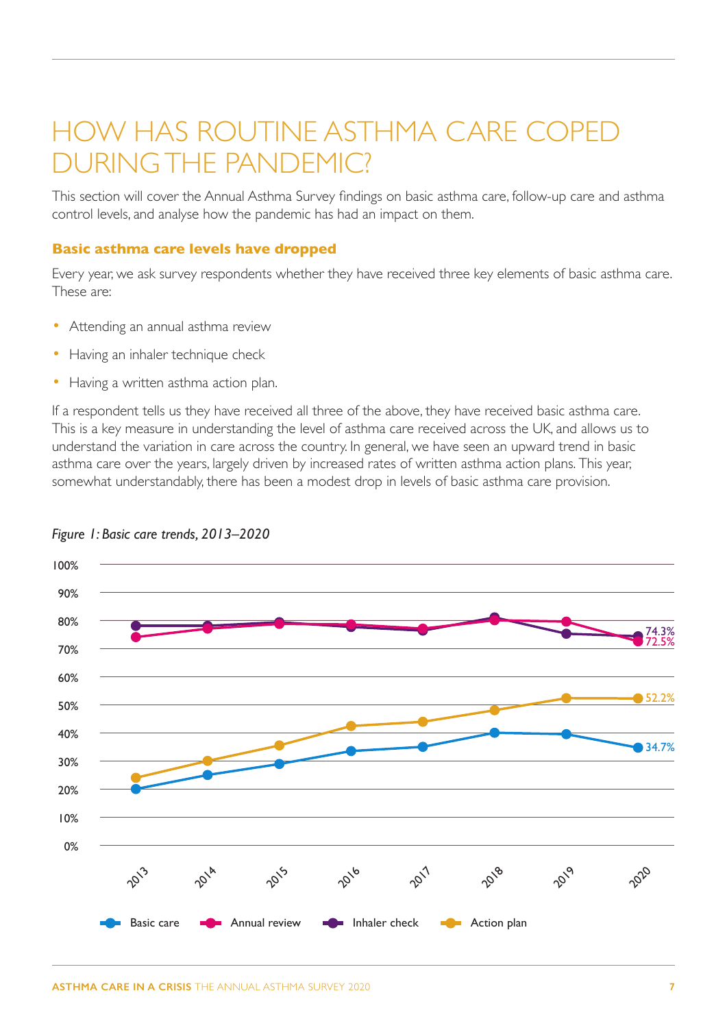# HOW HAS ROUTINE ASTHMA CARE COPED DURING THE PANDEMIC?

This section will cover the Annual Asthma Survey findings on basic asthma care, follow-up care and asthma control levels, and analyse how the pandemic has had an impact on them.

### Basic asthma care levels have dropped

Every year, we ask survey respondents whether they have received three key elements of basic asthma care. These are:

- Attending an annual asthma review
- Having an inhaler technique check
- Having a written asthma action plan.

If a respondent tells us they have received all three of the above, they have received basic asthma care. This is a key measure in understanding the level of asthma care received across the UK, and allows us to understand the variation in care across the country. In general, we have seen an upward trend in basic asthma care over the years, largely driven by increased rates of written asthma action plans. This year, somewhat understandably, there has been a modest drop in levels of basic asthma care provision.

*Figure 1: Basic care trends, 2013–2020*

100%
90%
80%
70%
60%
50%
40%
30%
20%
10%
0%

74.3%
72.5%
52.2%
34.7%

2013 2014 2015 2016 2017 2018 2019 2020

Basic care · Annual review · Inhaler check · Action plan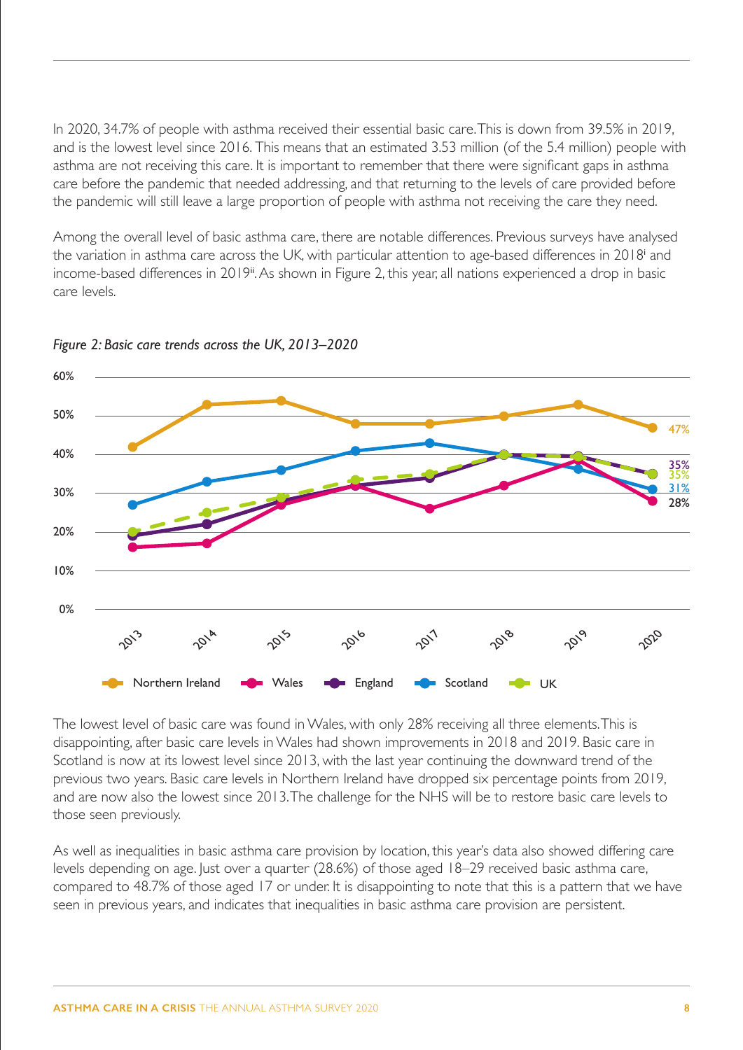In 2020, 34.7% of people with asthma received their essential basic care. This is down from 39.5% in 2019, and is the lowest level since 2016. This means that an estimated 3.53 million (of the 5.4 million) people with asthma are not receiving this care. It is important to remember that there were significant gaps in asthma care before the pandemic that needed addressing, and that returning to the levels of care provided before the pandemic will still leave a large proportion of people with asthma not receiving the care they need.

Among the overall level of basic asthma care, there are notable differences. Previous surveys have analysed the variation in asthma care across the UK, with particular attention to age-based differences in 2018[i] and income-based differences in 2019[ii]. As shown in Figure 2, this year, all nations experienced a drop in basic care levels.

*Figure 2: Basic care trends across the UK, 2013–2020*

The lowest level of basic care was found in Wales, with only 28% receiving all three elements. This is disappointing, after basic care levels in Wales had shown improvements in 2018 and 2019. Basic care in Scotland is now at its lowest level since 2013, with the last year continuing the downward trend of the previous two years. Basic care levels in Northern Ireland have dropped six percentage points from 2019, and are now also the lowest since 2013. The challenge for the NHS will be to restore basic care levels to those seen previously.

As well as inequalities in basic asthma care provision by location, this year's data also showed differing care levels depending on age. Just over a quarter (28.6%) of those aged 18–29 received basic asthma care, compared to 48.7% of those aged 17 or under. It is disappointing to note that this is a pattern that we have seen in previous years, and indicates that inequalities in basic asthma care provision are persistent.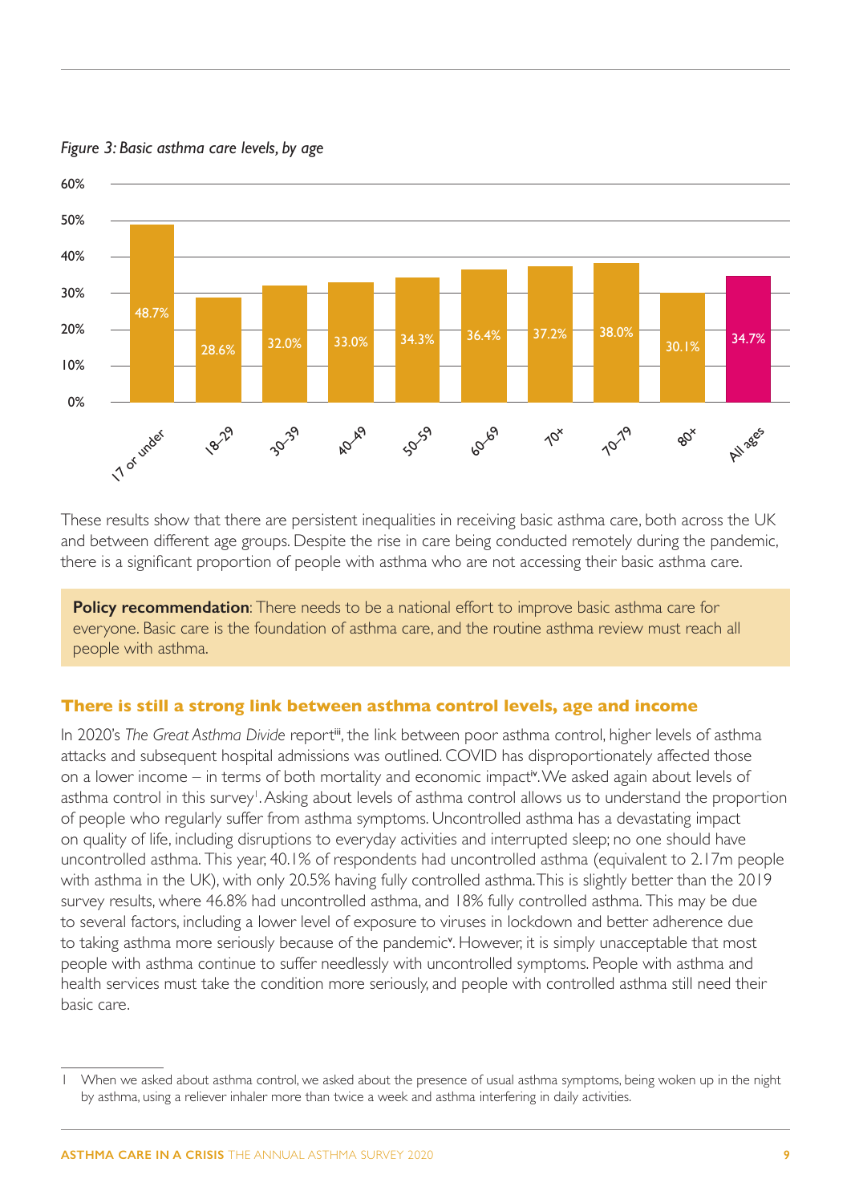*Figure 3: Basic asthma care levels, by age*

| Age | Basic asthma care levels |
|---|---|
| 17 or under | 48.7% |
| 18–29 | 28.6% |
| 30–39 | 32.0% |
| 40–49 | 33.0% |
| 50–59 | 34.3% |
| 60–69 | 36.4% |
| 70+ | 37.2% |
| 70–79 | 38.0% |
| 80+ | 30.1% |
| All ages | 34.7% |

These results show that there are persistent inequalities in receiving basic asthma care, both across the UK and between different age groups. Despite the rise in care being conducted remotely during the pandemic, there is a significant proportion of people with asthma who are not accessing their basic asthma care.

**Policy recommendation**: There needs to be a national effort to improve basic asthma care for everyone. Basic care is the foundation of asthma care, and the routine asthma review must reach all people with asthma.

## There is still a strong link between asthma control levels, age and income

In 2020's *The Great Asthma Divide* report[iii], the link between poor asthma control, higher levels of asthma attacks and subsequent hospital admissions was outlined. COVID has disproportionately affected those on a lower income – in terms of both mortality and economic impact[iv]. We asked again about levels of asthma control in this survey[1]. Asking about levels of asthma control allows us to understand the proportion of people who regularly suffer from asthma symptoms. Uncontrolled asthma has a devastating impact on quality of life, including disruptions to everyday activities and interrupted sleep; no one should have uncontrolled asthma. This year, 40.1% of respondents had uncontrolled asthma (equivalent to 2.17m people with asthma in the UK), with only 20.5% having fully controlled asthma. This is slightly better than the 2019 survey results, where 46.8% had uncontrolled asthma, and 18% fully controlled asthma. This may be due to several factors, including a lower level of exposure to viruses in lockdown and better adherence due to taking asthma more seriously because of the pandemic[v]. However, it is simply unacceptable that most people with asthma continue to suffer needlessly with uncontrolled symptoms. People with asthma and health services must take the condition more seriously, and people with controlled asthma still need their basic care.

---

1 When we asked about asthma control, we asked about the presence of usual asthma symptoms, being woken up in the night by asthma, using a reliever inhaler more than twice a week and asthma interfering in daily activities.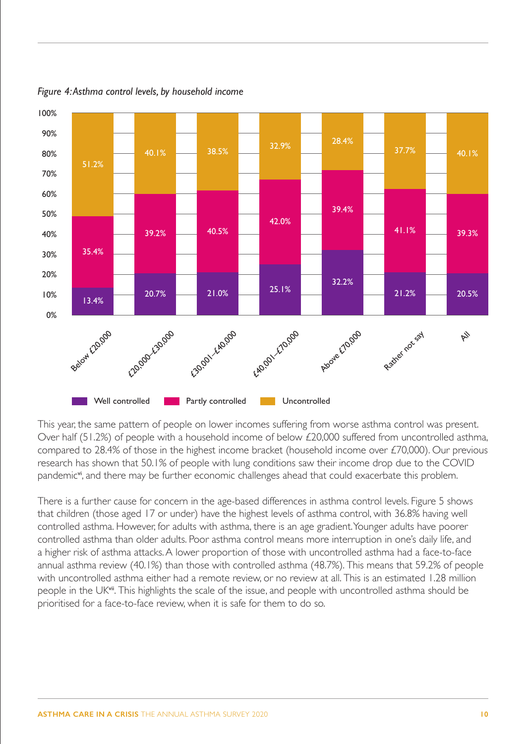*Figure 4: Asthma control levels, by household income*

| | Below £20,000 | £20,000–£30,000 | £30,001–£40,000 | £40,001–£70,000 | Above £70,000 | Rather not say | All |
|---|---|---|---|---|---|---|---|
| Well controlled | 13.4% | 20.7% | 21.0% | 25.1% | 32.2% | 21.2% | 20.5% |
| Partly controlled | 35.4% | 39.2% | 40.5% | 42.0% | 39.4% | 41.1% | 39.3% |
| Uncontrolled | 51.2% | 40.1% | 38.5% | 32.9% | 28.4% | 37.7% | 40.1% |

This year, the same pattern of people on lower incomes suffering from worse asthma control was present. Over half (51.2%) of people with a household income of below £20,000 suffered from uncontrolled asthma, compared to 28.4% of those in the highest income bracket (household income over £70,000). Our previous research has shown that 50.1% of people with lung conditions saw their income drop due to the COVID pandemic[vi], and there may be further economic challenges ahead that could exacerbate this problem.

There is a further cause for concern in the age-based differences in asthma control levels. Figure 5 shows that children (those aged 17 or under) have the highest levels of asthma control, with 36.8% having well controlled asthma. However, for adults with asthma, there is an age gradient. Younger adults have poorer controlled asthma than older adults. Poor asthma control means more interruption in one's daily life, and a higher risk of asthma attacks. A lower proportion of those with uncontrolled asthma had a face-to-face annual asthma review (40.1%) than those with controlled asthma (48.7%). This means that 59.2% of people with uncontrolled asthma either had a remote review, or no review at all. This is an estimated 1.28 million people in the UK[vii]. This highlights the scale of the issue, and people with uncontrolled asthma should be prioritised for a face-to-face review, when it is safe for them to do so.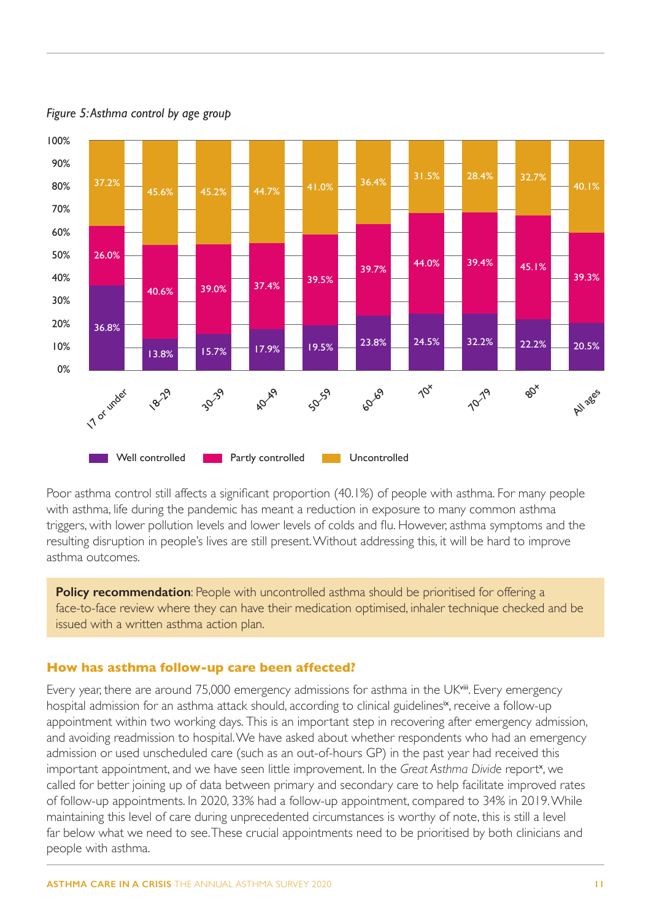*Figure 5: Asthma control by age group*

| Age group | Well controlled | Partly controlled | Uncontrolled |
|---|---|---|---|
| 17 or under | 36.8% | 26.0% | 37.2% |
| 18–29 | 13.8% | 40.6% | 45.6% |
| 30–39 | 15.7% | 39.0% | 45.2% |
| 40–49 | 17.9% | 37.4% | 44.7% |
| 50–59 | 19.5% | 39.5% | 41.0% |
| 60–69 | 23.8% | 39.7% | 36.4% |
| 70+ | 24.5% | 44.0% | 31.5% |
| 70–79 | 32.2% | 39.4% | 28.4% |
| 80+ | 22.2% | 45.1% | 32.7% |
| All ages | 20.5% | 39.3% | 40.1% |

Poor asthma control still affects a significant proportion (40.1%) of people with asthma. For many people with asthma, life during the pandemic has meant a reduction in exposure to many common asthma triggers, with lower pollution levels and lower levels of colds and flu. However, asthma symptoms and the resulting disruption in people's lives are still present. Without addressing this, it will be hard to improve asthma outcomes.

**Policy recommendation**: People with uncontrolled asthma should be prioritised for offering a face-to-face review where they can have their medication optimised, inhaler technique checked and be issued with a written asthma action plan.

## How has asthma follow-up care been affected?

Every year, there are around 75,000 emergency admissions for asthma in the UK[viii]. Every emergency hospital admission for an asthma attack should, according to clinical guidelines[ix], receive a follow-up appointment within two working days. This is an important step in recovering after emergency admission, and avoiding readmission to hospital. We have asked about whether respondents who had an emergency admission or used unscheduled care (such as an out-of-hours GP) in the past year had received this important appointment, and we have seen little improvement. In the *Great Asthma Divide* report[x], we called for better joining up of data between primary and secondary care to help facilitate improved rates of follow-up appointments. In 2020, 33% had a follow-up appointment, compared to 34% in 2019. While maintaining this level of care during unprecedented circumstances is worthy of note, this is still a level far below what we need to see. These crucial appointments need to be prioritised by both clinicians and people with asthma.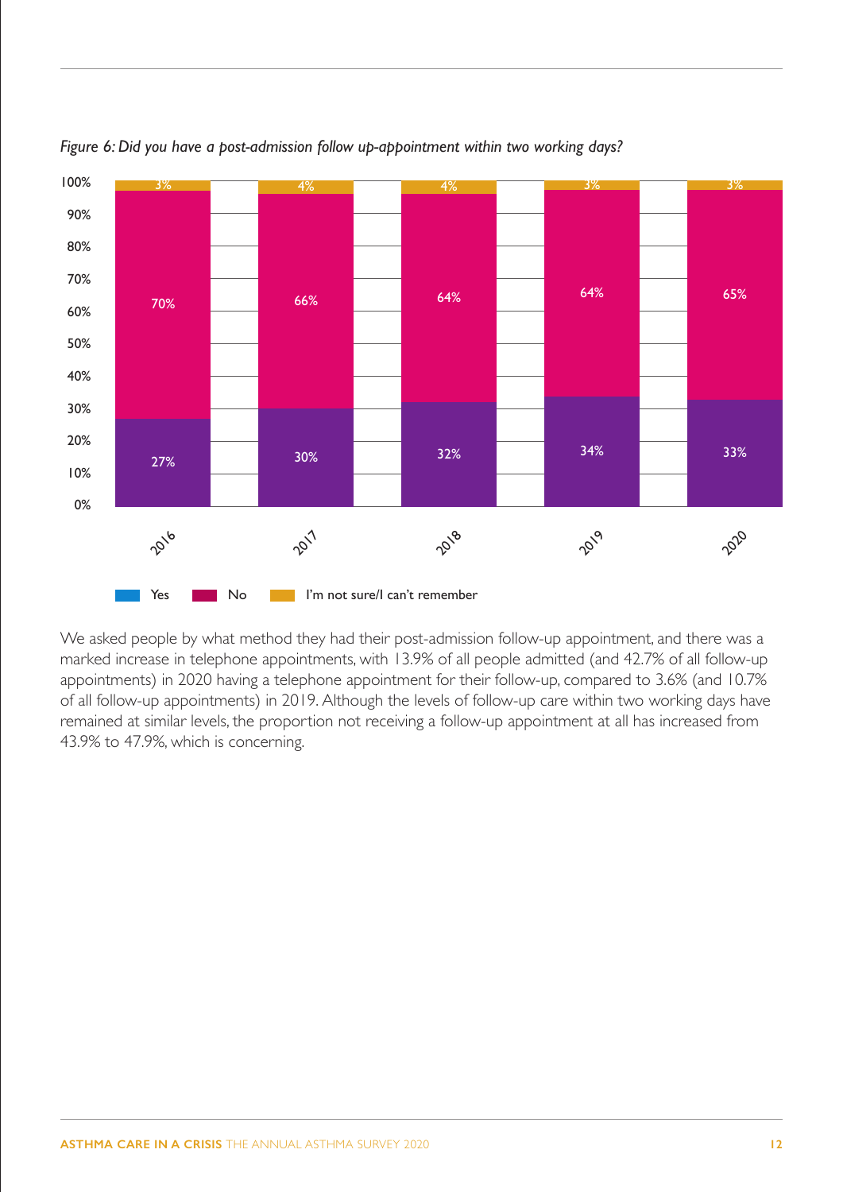*Figure 6: Did you have a post-admission follow up-appointment within two working days?*

| Year | Yes | No | I'm not sure/I can't remember |
|---|---|---|---|
| 2016 | 27% | 70% | 3% |
| 2017 | 30% | 66% | 4% |
| 2018 | 32% | 64% | 4% |
| 2019 | 34% | 64% | 3% |
| 2020 | 33% | 65% | 3% |

We asked people by what method they had their post-admission follow-up appointment, and there was a marked increase in telephone appointments, with 13.9% of all people admitted (and 42.7% of all follow-up appointments) in 2020 having a telephone appointment for their follow-up, compared to 3.6% (and 10.7% of all follow-up appointments) in 2019. Although the levels of follow-up care within two working days have remained at similar levels, the proportion not receiving a follow-up appointment at all has increased from 43.9% to 47.9%, which is concerning.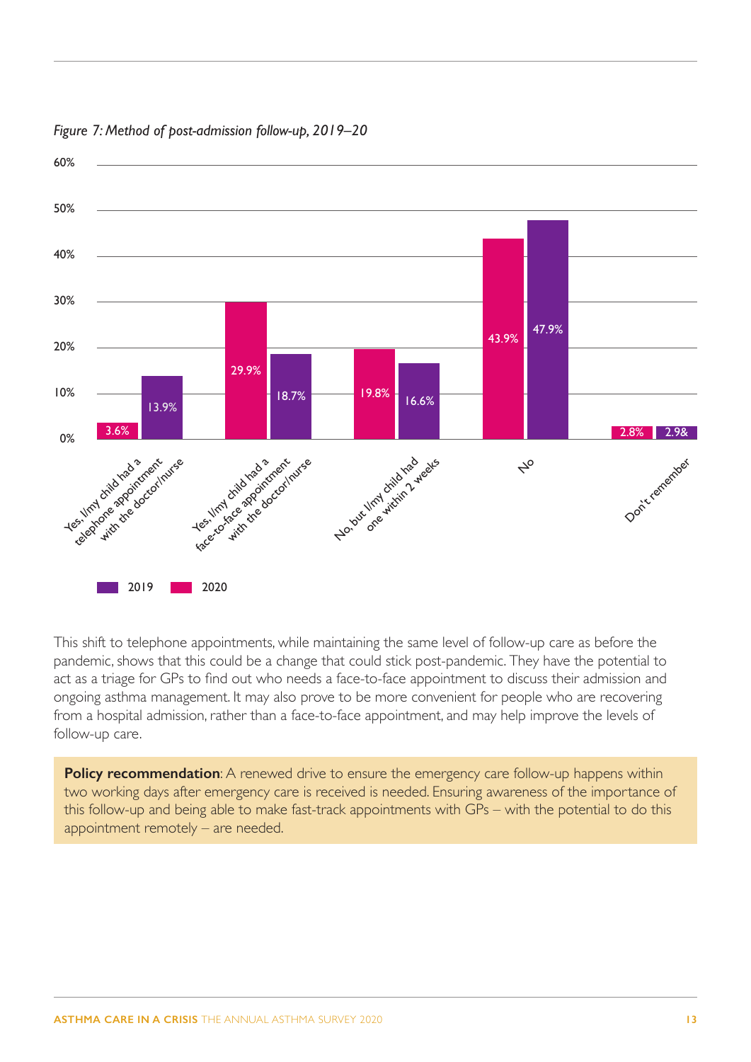*Figure 7: Method of post-admission follow-up, 2019–20*

| | 2020 | 2019 |
|---|---|---|
| Yes, I/my child had a telephone appointment with the doctor/nurse | 3.6% | 13.9% |
| Yes, I/my child had a face-to-face appointment with the doctor/nurse | 29.9% | 18.7% |
| No, but I/my child had one within 2 weeks | 19.8% | 16.6% |
| No | 43.9% | 47.9% |
| Don't remember | 2.8% | 2.9& |

This shift to telephone appointments, while maintaining the same level of follow-up care as before the pandemic, shows that this could be a change that could stick post-pandemic. They have the potential to act as a triage for GPs to find out who needs a face-to-face appointment to discuss their admission and ongoing asthma management. It may also prove to be more convenient for people who are recovering from a hospital admission, rather than a face-to-face appointment, and may help improve the levels of follow-up care.

**Policy recommendation**: A renewed drive to ensure the emergency care follow-up happens within two working days after emergency care is received is needed. Ensuring awareness of the importance of this follow-up and being able to make fast-track appointments with GPs – with the potential to do this appointment remotely – are needed.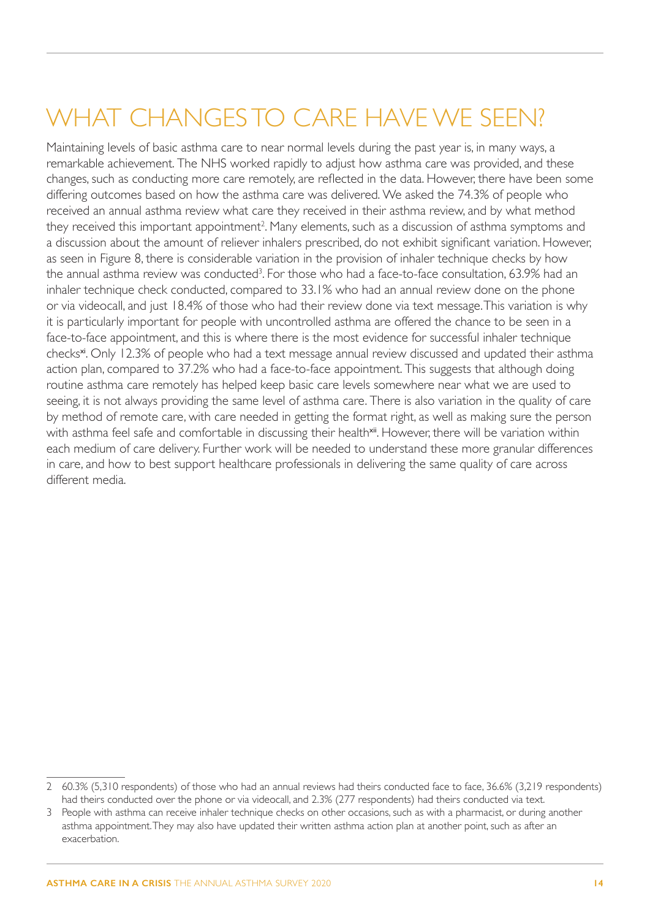# WHAT CHANGES TO CARE HAVE WE SEEN?

Maintaining levels of basic asthma care to near normal levels during the past year is, in many ways, a remarkable achievement. The NHS worked rapidly to adjust how asthma care was provided, and these changes, such as conducting more care remotely, are reflected in the data. However, there have been some differing outcomes based on how the asthma care was delivered. We asked the 74.3% of people who received an annual asthma review what care they received in their asthma review, and by what method they received this important appointment[2]. Many elements, such as a discussion of asthma symptoms and a discussion about the amount of reliever inhalers prescribed, do not exhibit significant variation. However, as seen in Figure 8, there is considerable variation in the provision of inhaler technique checks by how the annual asthma review was conducted[3]. For those who had a face-to-face consultation, 63.9% had an inhaler technique check conducted, compared to 33.1% who had an annual review done on the phone or via videocall, and just 18.4% of those who had their review done via text message. This variation is why it is particularly important for people with uncontrolled asthma are offered the chance to be seen in a face-to-face appointment, and this is where there is the most evidence for successful inhaler technique checks[xi]. Only 12.3% of people who had a text message annual review discussed and updated their asthma action plan, compared to 37.2% who had a face-to-face appointment. This suggests that although doing routine asthma care remotely has helped keep basic care levels somewhere near what we are used to seeing, it is not always providing the same level of asthma care. There is also variation in the quality of care by method of remote care, with care needed in getting the format right, as well as making sure the person with asthma feel safe and comfortable in discussing their health[xii]. However, there will be variation within each medium of care delivery. Further work will be needed to understand these more granular differences in care, and how to best support healthcare professionals in delivering the same quality of care across different media.

---

2 60.3% (5,310 respondents) of those who had an annual reviews had theirs conducted face to face, 36.6% (3,219 respondents) had theirs conducted over the phone or via videocall, and 2.3% (277 respondents) had theirs conducted via text.

3 People with asthma can receive inhaler technique checks on other occasions, such as with a pharmacist, or during another asthma appointment. They may also have updated their written asthma action plan at another point, such as after an exacerbation.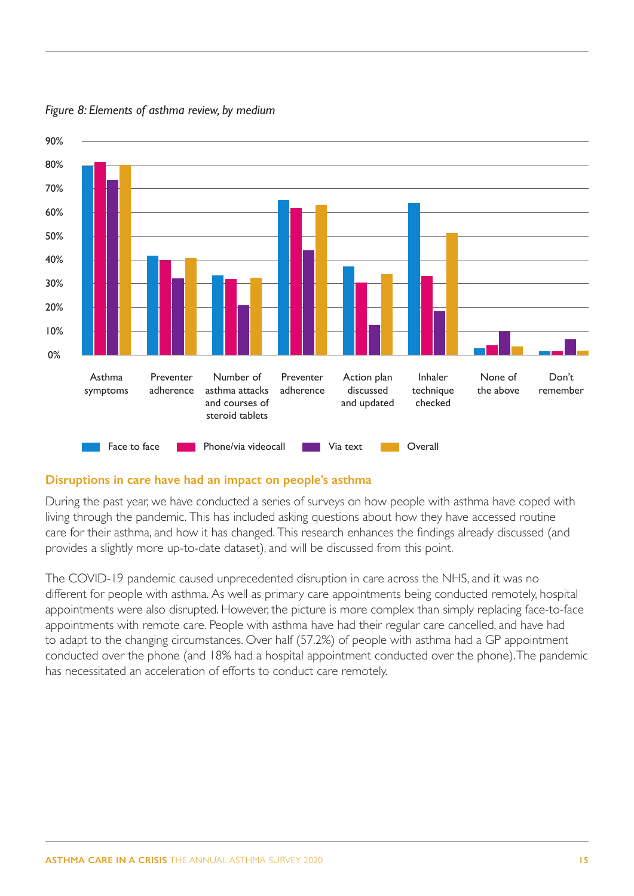*Figure 8: Elements of asthma review, by medium*

## Disruptions in care have had an impact on people's asthma

During the past year, we have conducted a series of surveys on how people with asthma have coped with living through the pandemic. This has included asking questions about how they have accessed routine care for their asthma, and how it has changed. This research enhances the findings already discussed (and provides a slightly more up-to-date dataset), and will be discussed from this point.

The COVID-19 pandemic caused unprecedented disruption in care across the NHS, and it was no different for people with asthma. As well as primary care appointments being conducted remotely, hospital appointments were also disrupted. However, the picture is more complex than simply replacing face-to-face appointments with remote care. People with asthma have had their regular care cancelled, and have had to adapt to the changing circumstances. Over half (57.2%) of people with asthma had a GP appointment conducted over the phone (and 18% had a hospital appointment conducted over the phone). The pandemic has necessitated an acceleration of efforts to conduct care remotely.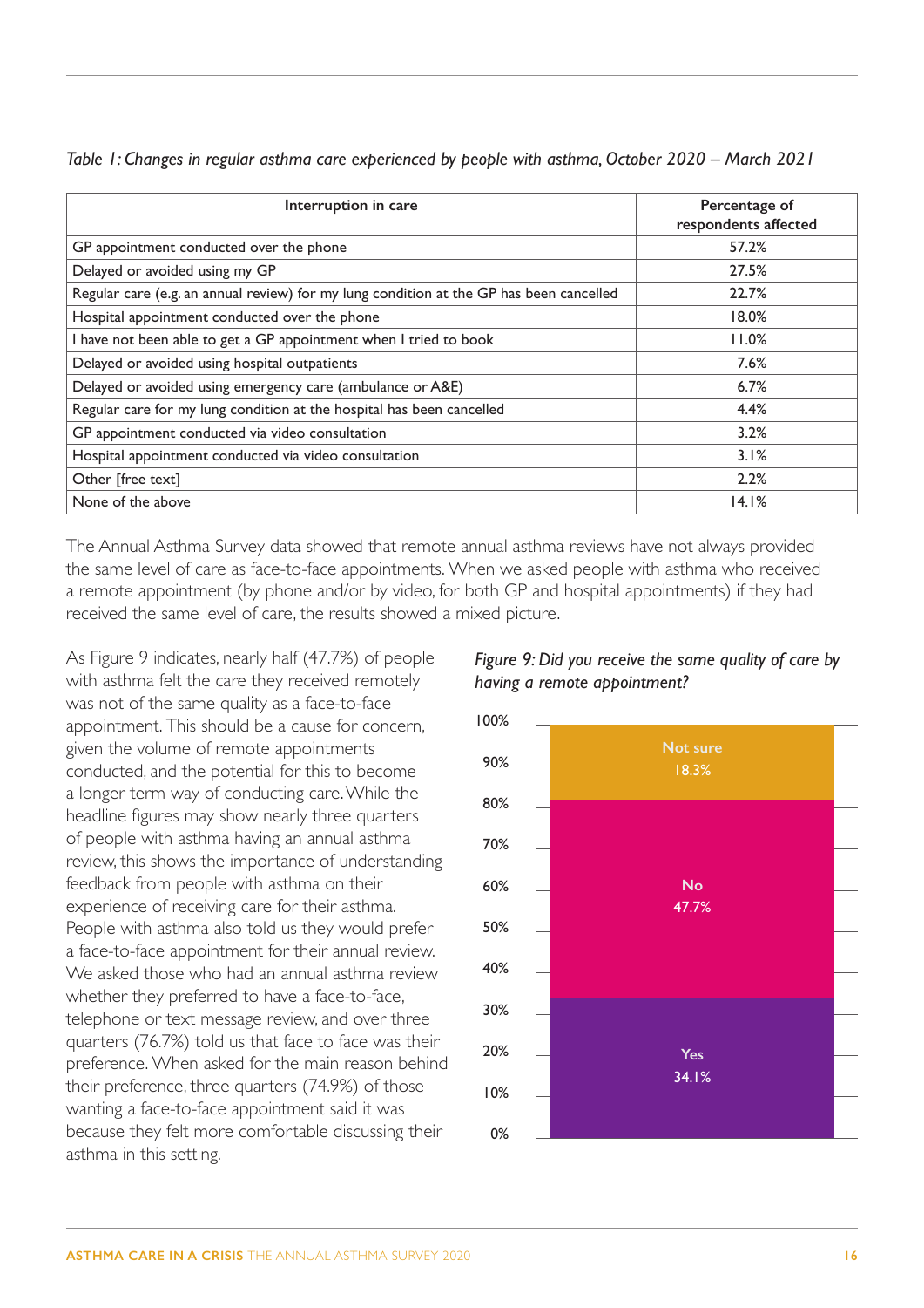*Table 1: Changes in regular asthma care experienced by people with asthma, October 2020 – March 2021*

| Interruption in care | Percentage of respondents affected |
|---|---|
| GP appointment conducted over the phone | 57.2% |
| Delayed or avoided using my GP | 27.5% |
| Regular care (e.g. an annual review) for my lung condition at the GP has been cancelled | 22.7% |
| Hospital appointment conducted over the phone | 18.0% |
| I have not been able to get a GP appointment when I tried to book | 11.0% |
| Delayed or avoided using hospital outpatients | 7.6% |
| Delayed or avoided using emergency care (ambulance or A&E) | 6.7% |
| Regular care for my lung condition at the hospital has been cancelled | 4.4% |
| GP appointment conducted via video consultation | 3.2% |
| Hospital appointment conducted via video consultation | 3.1% |
| Other [free text] | 2.2% |
| None of the above | 14.1% |

The Annual Asthma Survey data showed that remote annual asthma reviews have not always provided the same level of care as face-to-face appointments. When we asked people with asthma who received a remote appointment (by phone and/or by video, for both GP and hospital appointments) if they had received the same level of care, the results showed a mixed picture.

As Figure 9 indicates, nearly half (47.7%) of people with asthma felt the care they received remotely was not of the same quality as a face-to-face appointment. This should be a cause for concern, given the volume of remote appointments conducted, and the potential for this to become a longer term way of conducting care. While the headline figures may show nearly three quarters of people with asthma having an annual asthma review, this shows the importance of understanding feedback from people with asthma on their experience of receiving care for their asthma. People with asthma also told us they would prefer a face-to-face appointment for their annual review. We asked those who had an annual asthma review whether they preferred to have a face-to-face, telephone or text message review, and over three quarters (76.7%) told us that face to face was their preference. When asked for the main reason behind their preference, three quarters (74.9%) of those wanting a face-to-face appointment said it was because they felt more comfortable discussing their asthma in this setting.

*Figure 9: Did you receive the same quality of care by having a remote appointment?*

| Response | Percentage |
|---|---|
| Yes | 34.1% |
| No | 47.7% |
| Not sure | 18.3% |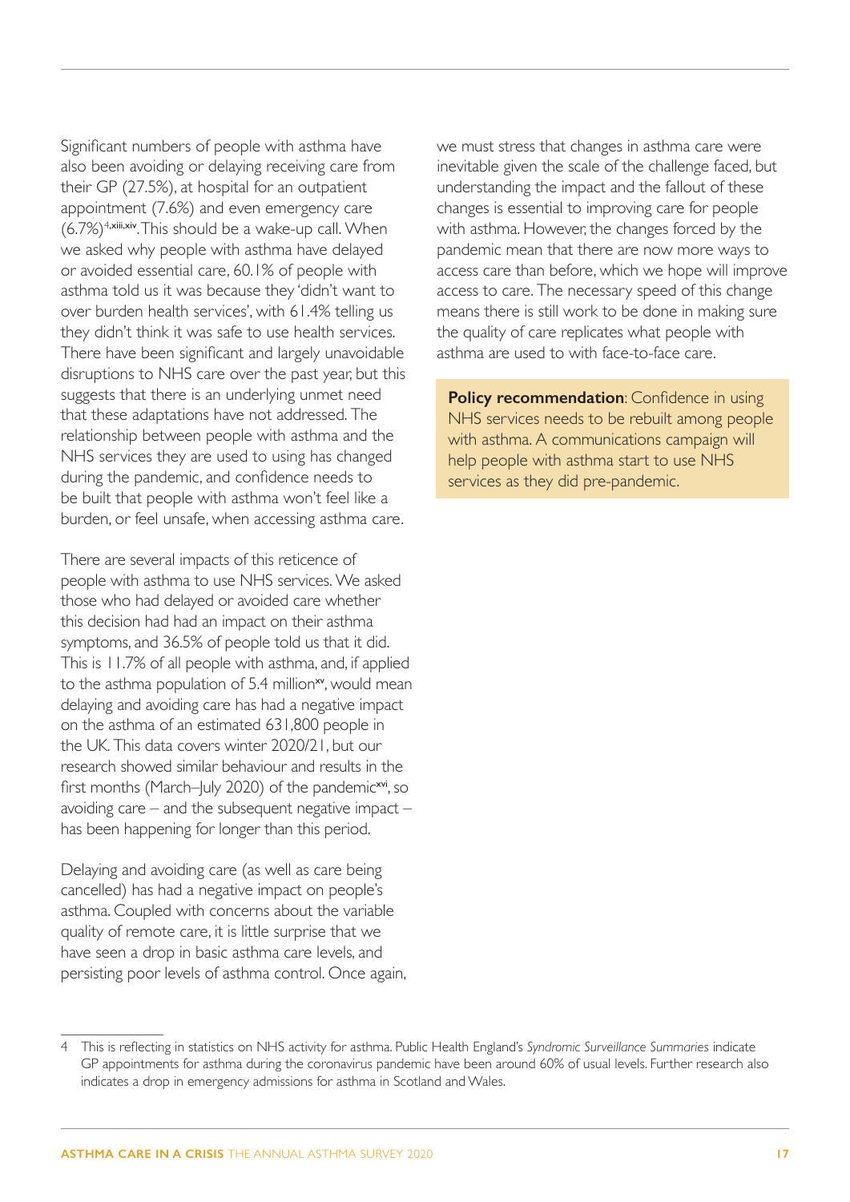Significant numbers of people with asthma have also been avoiding or delaying receiving care from their GP (27.5%), at hospital for an outpatient appointment (7.6%) and even emergency care (6.7%)[4,xiii,xiv]. This should be a wake-up call. When we asked why people with asthma have delayed or avoided essential care, 60.1% of people with asthma told us it was because they 'didn't want to over burden health services', with 61.4% telling us they didn't think it was safe to use health services. There have been significant and largely unavoidable disruptions to NHS care over the past year, but this suggests that there is an underlying unmet need that these adaptations have not addressed. The relationship between people with asthma and the NHS services they are used to using has changed during the pandemic, and confidence needs to be built that people with asthma won't feel like a burden, or feel unsafe, when accessing asthma care.

There are several impacts of this reticence of people with asthma to use NHS services. We asked those who had delayed or avoided care whether this decision had had an impact on their asthma symptoms, and 36.5% of people told us that it did. This is 11.7% of all people with asthma, and, if applied to the asthma population of 5.4 million[xv], would mean delaying and avoiding care has had a negative impact on the asthma of an estimated 631,800 people in the UK. This data covers winter 2020/21, but our research showed similar behaviour and results in the first months (March–July 2020) of the pandemic[xvi], so avoiding care – and the subsequent negative impact – has been happening for longer than this period.

Delaying and avoiding care (as well as care being cancelled) has had a negative impact on people's asthma. Coupled with concerns about the variable quality of remote care, it is little surprise that we have seen a drop in basic asthma care levels, and persisting poor levels of asthma control. Once again, we must stress that changes in asthma care were inevitable given the scale of the challenge faced, but understanding the impact and the fallout of these changes is essential to improving care for people with asthma. However, the changes forced by the pandemic mean that there are now more ways to access care than before, which we hope will improve access to care. The necessary speed of this change means there is still work to be done in making sure the quality of care replicates what people with asthma are used to with face-to-face care.

**Policy recommendation**: Confidence in using NHS services needs to be rebuilt among people with asthma. A communications campaign will help people with asthma start to use NHS services as they did pre-pandemic.

4 This is reflecting in statistics on NHS activity for asthma. Public Health England's *Syndromic Surveillance Summaries* indicate GP appointments for asthma during the coronavirus pandemic have been around 60% of usual levels. Further research also indicates a drop in emergency admissions for asthma in Scotland and Wales.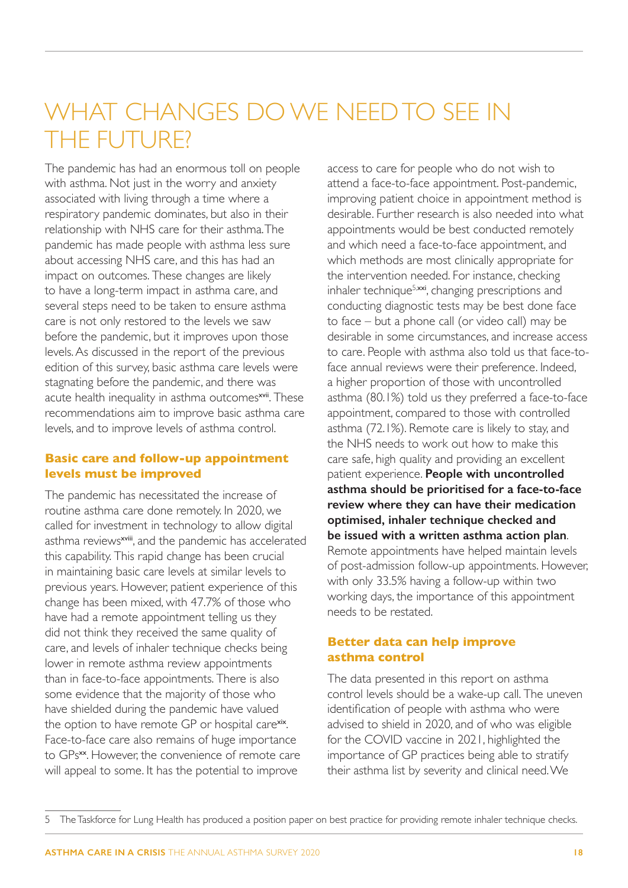# WHAT CHANGES DO WE NEED TO SEE IN THE FUTURE?

The pandemic has had an enormous toll on people with asthma. Not just in the worry and anxiety associated with living through a time where a respiratory pandemic dominates, but also in their relationship with NHS care for their asthma. The pandemic has made people with asthma less sure about accessing NHS care, and this has had an impact on outcomes. These changes are likely to have a long-term impact in asthma care, and several steps need to be taken to ensure asthma care is not only restored to the levels we saw before the pandemic, but it improves upon those levels. As discussed in the report of the previous edition of this survey, basic asthma care levels were stagnating before the pandemic, and there was acute health inequality in asthma outcomes[xvii]. These recommendations aim to improve basic asthma care levels, and to improve levels of asthma control.

## Basic care and follow-up appointment levels must be improved

The pandemic has necessitated the increase of routine asthma care done remotely. In 2020, we called for investment in technology to allow digital asthma reviews[xviii], and the pandemic has accelerated this capability. This rapid change has been crucial in maintaining basic care levels at similar levels to previous years. However, patient experience of this change has been mixed, with 47.7% of those who have had a remote appointment telling us they did not think they received the same quality of care, and levels of inhaler technique checks being lower in remote asthma review appointments than in face-to-face appointments. There is also some evidence that the majority of those who have shielded during the pandemic have valued the option to have remote GP or hospital care[xix]. Face-to-face care also remains of huge importance to GPs[xx]. However, the convenience of remote care will appeal to some. It has the potential to improve access to care for people who do not wish to attend a face-to-face appointment. Post-pandemic, improving patient choice in appointment method is desirable. Further research is also needed into what appointments would be best conducted remotely and which need a face-to-face appointment, and which methods are most clinically appropriate for the intervention needed. For instance, checking inhaler technique[5,xxi], changing prescriptions and conducting diagnostic tests may be best done face to face – but a phone call (or video call) may be desirable in some circumstances, and increase access to care. People with asthma also told us that face-to-face annual reviews were their preference. Indeed, a higher proportion of those with uncontrolled asthma (80.1%) told us they preferred a face-to-face appointment, compared to those with controlled asthma (72.1%). Remote care is likely to stay, and the NHS needs to work out how to make this care safe, high quality and providing an excellent patient experience. **People with uncontrolled asthma should be prioritised for a face-to-face review where they can have their medication optimised, inhaler technique checked and be issued with a written asthma action plan**. Remote appointments have helped maintain levels of post-admission follow-up appointments. However, with only 33.5% having a follow-up within two working days, the importance of this appointment needs to be restated.

## Better data can help improve asthma control

The data presented in this report on asthma control levels should be a wake-up call. The uneven identification of people with asthma who were advised to shield in 2020, and of who was eligible for the COVID vaccine in 2021, highlighted the importance of GP practices being able to stratify their asthma list by severity and clinical need. We

---

5 The Taskforce for Lung Health has produced a position paper on best practice for providing remote inhaler technique checks.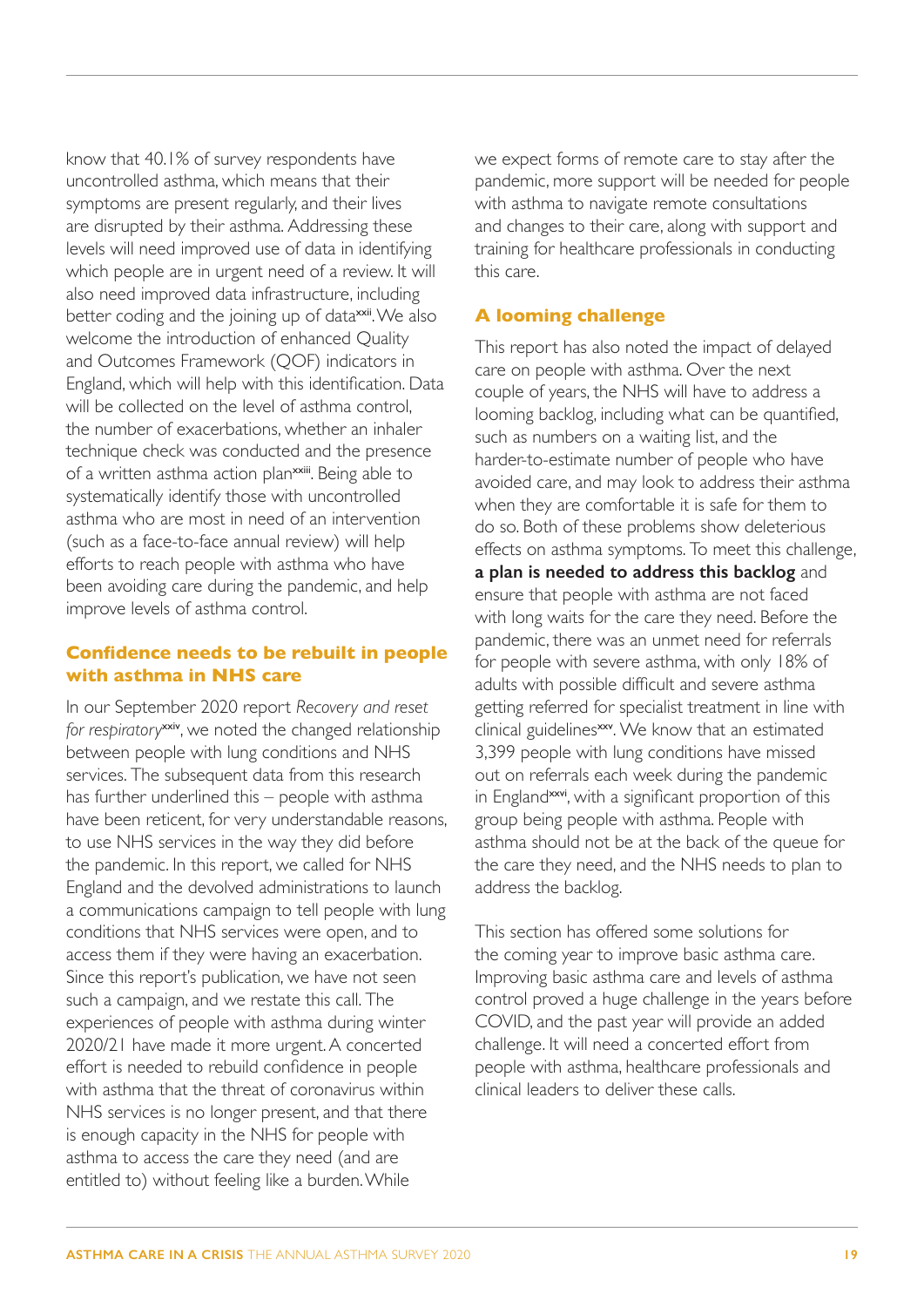know that 40.1% of survey respondents have uncontrolled asthma, which means that their symptoms are present regularly, and their lives are disrupted by their asthma. Addressing these levels will need improved use of data in identifying which people are in urgent need of a review. It will also need improved data infrastructure, including better coding and the joining up of data[xxii]. We also welcome the introduction of enhanced Quality and Outcomes Framework (QOF) indicators in England, which will help with this identification. Data will be collected on the level of asthma control, the number of exacerbations, whether an inhaler technique check was conducted and the presence of a written asthma action plan[xxiii]. Being able to systematically identify those with uncontrolled asthma who are most in need of an intervention (such as a face-to-face annual review) will help efforts to reach people with asthma who have been avoiding care during the pandemic, and help improve levels of asthma control.

## Confidence needs to be rebuilt in people with asthma in NHS care

In our September 2020 report *Recovery and reset for respiratory*[xxiv], we noted the changed relationship between people with lung conditions and NHS services. The subsequent data from this research has further underlined this – people with asthma have been reticent, for very understandable reasons, to use NHS services in the way they did before the pandemic. In this report, we called for NHS England and the devolved administrations to launch a communications campaign to tell people with lung conditions that NHS services were open, and to access them if they were having an exacerbation. Since this report's publication, we have not seen such a campaign, and we restate this call. The experiences of people with asthma during winter 2020/21 have made it more urgent. A concerted effort is needed to rebuild confidence in people with asthma that the threat of coronavirus within NHS services is no longer present, and that there is enough capacity in the NHS for people with asthma to access the care they need (and are entitled to) without feeling like a burden. While we expect forms of remote care to stay after the pandemic, more support will be needed for people with asthma to navigate remote consultations and changes to their care, along with support and training for healthcare professionals in conducting this care.

## A looming challenge

This report has also noted the impact of delayed care on people with asthma. Over the next couple of years, the NHS will have to address a looming backlog, including what can be quantified, such as numbers on a waiting list, and the harder-to-estimate number of people who have avoided care, and may look to address their asthma when they are comfortable it is safe for them to do so. Both of these problems show deleterious effects on asthma symptoms. To meet this challenge, **a plan is needed to address this backlog** and ensure that people with asthma are not faced with long waits for the care they need. Before the pandemic, there was an unmet need for referrals for people with severe asthma, with only 18% of adults with possible difficult and severe asthma getting referred for specialist treatment in line with clinical guidelines[xxv]. We know that an estimated 3,399 people with lung conditions have missed out on referrals each week during the pandemic in England[xxvi], with a significant proportion of this group being people with asthma. People with asthma should not be at the back of the queue for the care they need, and the NHS needs to plan to address the backlog.

This section has offered some solutions for the coming year to improve basic asthma care. Improving basic asthma care and levels of asthma control proved a huge challenge in the years before COVID, and the past year will provide an added challenge. It will need a concerted effort from people with asthma, healthcare professionals and clinical leaders to deliver these calls.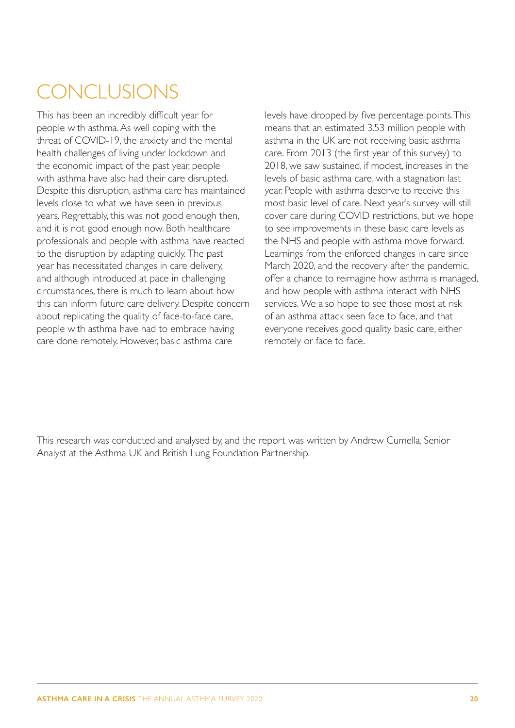# CONCLUSIONS

This has been an incredibly difficult year for people with asthma. As well coping with the threat of COVID-19, the anxiety and the mental health challenges of living under lockdown and the economic impact of the past year, people with asthma have also had their care disrupted. Despite this disruption, asthma care has maintained levels close to what we have seen in previous years. Regrettably, this was not good enough then, and it is not good enough now. Both healthcare professionals and people with asthma have reacted to the disruption by adapting quickly. The past year has necessitated changes in care delivery, and although introduced at pace in challenging circumstances, there is much to learn about how this can inform future care delivery. Despite concern about replicating the quality of face-to-face care, people with asthma have had to embrace having care done remotely. However, basic asthma care levels have dropped by five percentage points. This means that an estimated 3.53 million people with asthma in the UK are not receiving basic asthma care. From 2013 (the first year of this survey) to 2018, we saw sustained, if modest, increases in the levels of basic asthma care, with a stagnation last year. People with asthma deserve to receive this most basic level of care. Next year's survey will still cover care during COVID restrictions, but we hope to see improvements in these basic care levels as the NHS and people with asthma move forward. Learnings from the enforced changes in care since March 2020, and the recovery after the pandemic, offer a chance to reimagine how asthma is managed, and how people with asthma interact with NHS services. We also hope to see those most at risk of an asthma attack seen face to face, and that everyone receives good quality basic care, either remotely or face to face.

This research was conducted and analysed by, and the report was written by Andrew Cumella, Senior Analyst at the Asthma UK and British Lung Foundation Partnership.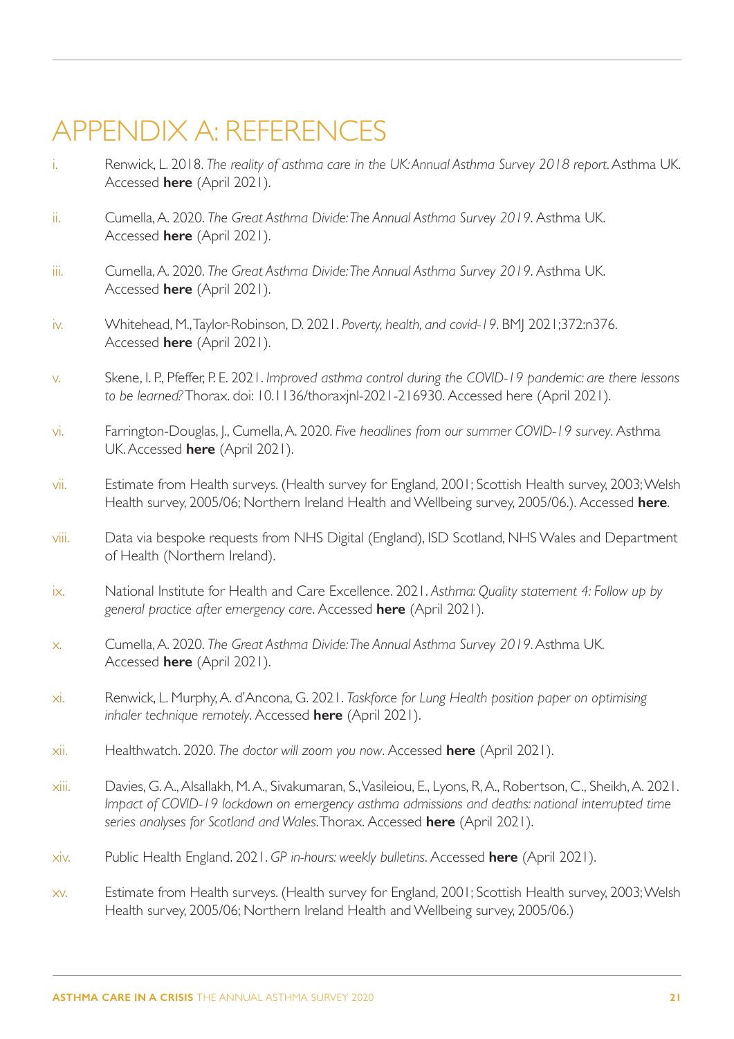# APPENDIX A: REFERENCES

i. Renwick, L. 2018. *The reality of asthma care in the UK: Annual Asthma Survey 2018 report*. Asthma UK. Accessed **here** (April 2021).

ii. Cumella, A. 2020. *The Great Asthma Divide: The Annual Asthma Survey 2019*. Asthma UK. Accessed **here** (April 2021).

iii. Cumella, A. 2020. *The Great Asthma Divide: The Annual Asthma Survey 2019*. Asthma UK. Accessed **here** (April 2021).

iv. Whitehead, M., Taylor-Robinson, D. 2021. *Poverty, health, and covid-19*. BMJ 2021;372:n376. Accessed **here** (April 2021).

v. Skene, I. P., Pfeffer, P. E. 2021. *Improved asthma control during the COVID-19 pandemic: are there lessons to be learned?* Thorax. doi: 10.1136/thoraxjnl-2021-216930. Accessed here (April 2021).

vi. Farrington-Douglas, J., Cumella, A. 2020. *Five headlines from our summer COVID-19 survey*. Asthma UK. Accessed **here** (April 2021).

vii. Estimate from Health surveys. (Health survey for England, 2001; Scottish Health survey, 2003; Welsh Health survey, 2005/06; Northern Ireland Health and Wellbeing survey, 2005/06.). Accessed **here**.

viii. Data via bespoke requests from NHS Digital (England), ISD Scotland, NHS Wales and Department of Health (Northern Ireland).

ix. National Institute for Health and Care Excellence. 2021. *Asthma: Quality statement 4: Follow up by general practice after emergency care*. Accessed **here** (April 2021).

x. Cumella, A. 2020. *The Great Asthma Divide: The Annual Asthma Survey 2019*. Asthma UK. Accessed **here** (April 2021).

xi. Renwick, L. Murphy, A. d'Ancona, G. 2021. *Taskforce for Lung Health position paper on optimising inhaler technique remotely*. Accessed **here** (April 2021).

xii. Healthwatch. 2020. *The doctor will zoom you now*. Accessed **here** (April 2021).

xiii. Davies, G. A., Alsallakh, M. A., Sivakumaran, S., Vasileiou, E., Lyons, R, A., Robertson, C., Sheikh, A. 2021. *Impact of COVID-19 lockdown on emergency asthma admissions and deaths: national interrupted time series analyses for Scotland and Wales*. Thorax. Accessed **here** (April 2021).

xiv. Public Health England. 2021. *GP in-hours: weekly bulletins*. Accessed **here** (April 2021).

xv. Estimate from Health surveys. (Health survey for England, 2001; Scottish Health survey, 2003; Welsh Health survey, 2005/06; Northern Ireland Health and Wellbeing survey, 2005/06.)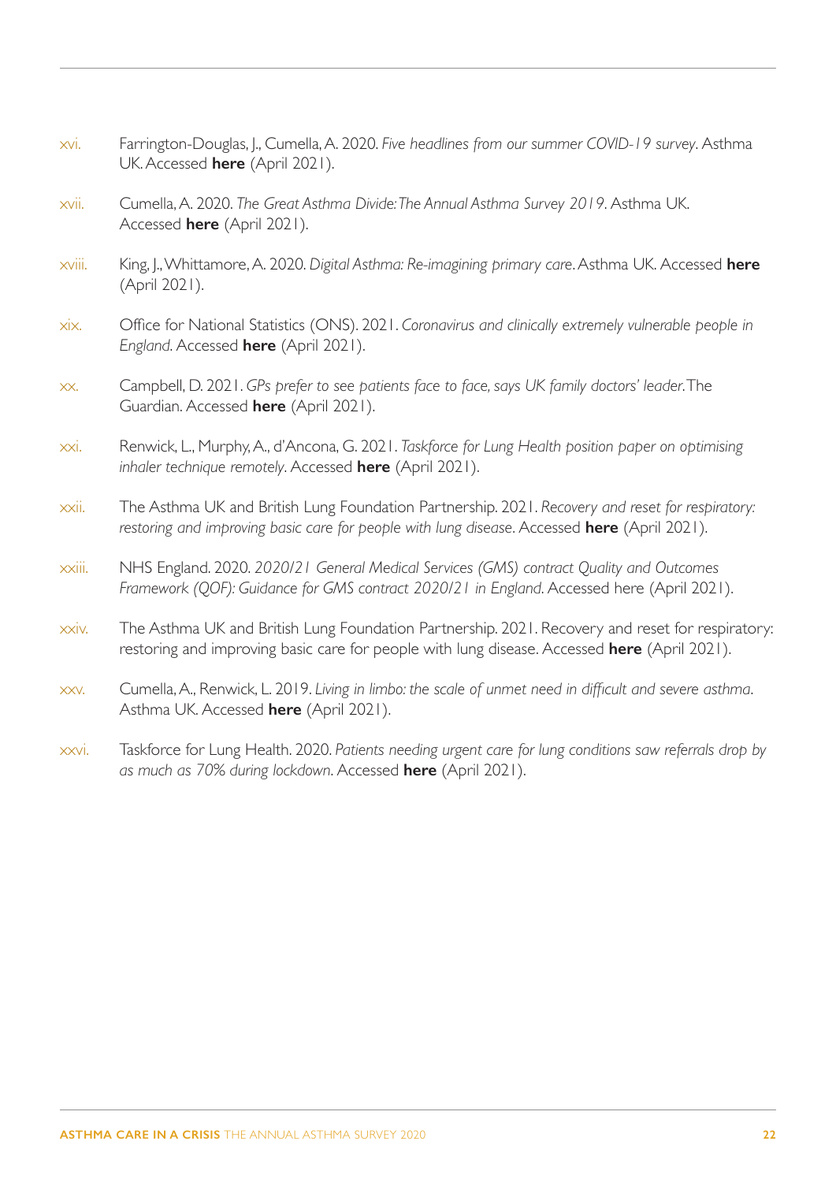xvi. Farrington-Douglas, J., Cumella, A. 2020. *Five headlines from our summer COVID-19 survey*. Asthma UK. Accessed **here** (April 2021).

xvii. Cumella, A. 2020. *The Great Asthma Divide: The Annual Asthma Survey 2019*. Asthma UK. Accessed **here** (April 2021).

xviii. King, J., Whittamore, A. 2020. *Digital Asthma: Re-imagining primary care*. Asthma UK. Accessed **here** (April 2021).

xix. Office for National Statistics (ONS). 2021. *Coronavirus and clinically extremely vulnerable people in England*. Accessed **here** (April 2021).

xx. Campbell, D. 2021. *GPs prefer to see patients face to face, says UK family doctors' leader*. The Guardian. Accessed **here** (April 2021).

xxi. Renwick, L., Murphy, A., d'Ancona, G. 2021. *Taskforce for Lung Health position paper on optimising inhaler technique remotely*. Accessed **here** (April 2021).

xxii. The Asthma UK and British Lung Foundation Partnership. 2021. *Recovery and reset for respiratory: restoring and improving basic care for people with lung disease*. Accessed **here** (April 2021).

xxiii. NHS England. 2020. *2020/21 General Medical Services (GMS) contract Quality and Outcomes Framework (QOF): Guidance for GMS contract 2020/21 in England*. Accessed here (April 2021).

xxiv. The Asthma UK and British Lung Foundation Partnership. 2021. Recovery and reset for respiratory: restoring and improving basic care for people with lung disease. Accessed **here** (April 2021).

xxv. Cumella, A., Renwick, L. 2019. *Living in limbo: the scale of unmet need in difficult and severe asthma*. Asthma UK. Accessed **here** (April 2021).

xxvi. Taskforce for Lung Health. 2020. *Patients needing urgent care for lung conditions saw referrals drop by as much as 70% during lockdown*. Accessed **here** (April 2021).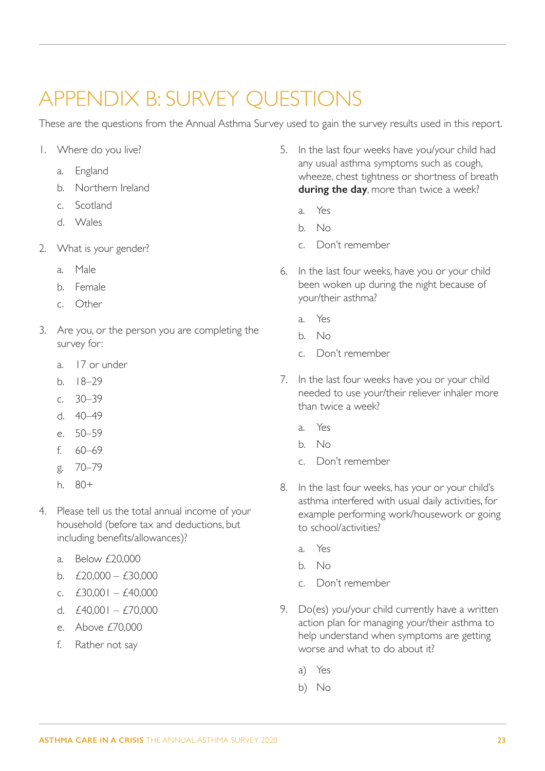# APPENDIX B: SURVEY QUESTIONS

These are the questions from the Annual Asthma Survey used to gain the survey results used in this report.

1. Where do you live?
    a. England
    b. Northern Ireland
    c. Scotland
    d. Wales

2. What is your gender?
    a. Male
    b. Female
    c. Other

3. Are you, or the person you are completing the survey for:
    a. 17 or under
    b. 18–29
    c. 30–39
    d. 40–49
    e. 50–59
    f. 60–69
    g. 70–79
    h. 80+

4. Please tell us the total annual income of your household (before tax and deductions, but including benefits/allowances)?
    a. Below £20,000
    b. £20,000 – £30,000
    c. £30,001 – £40,000
    d. £40,001 – £70,000
    e. Above £70,000
    f. Rather not say

5. In the last four weeks have you/your child had any usual asthma symptoms such as cough, wheeze, chest tightness or shortness of breath **during the day**, more than twice a week?
    a. Yes
    b. No
    c. Don't remember

6. In the last four weeks, have you or your child been woken up during the night because of your/their asthma?
    a. Yes
    b. No
    c. Don't remember

7. In the last four weeks have you or your child needed to use your/their reliever inhaler more than twice a week?
    a. Yes
    b. No
    c. Don't remember

8. In the last four weeks, has your or your child's asthma interfered with usual daily activities, for example performing work/housework or going to school/activities?
    a. Yes
    b. No
    c. Don't remember

9. Do(es) you/your child currently have a written action plan for managing your/their asthma to help understand when symptoms are getting worse and what to do about it?
    a) Yes
    b) No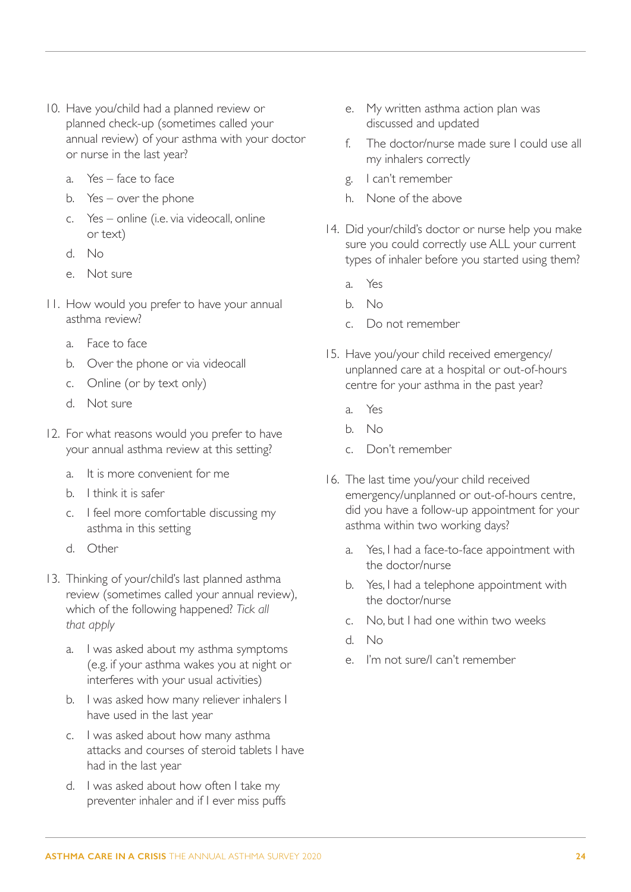10. Have you/child had a planned review or planned check-up (sometimes called your annual review) of your asthma with your doctor or nurse in the last year?

    a. Yes – face to face
    b. Yes – over the phone
    c. Yes – online (i.e. via videocall, online or text)
    d. No
    e. Not sure

11. How would you prefer to have your annual asthma review?

    a. Face to face
    b. Over the phone or via videocall
    c. Online (or by text only)
    d. Not sure

12. For what reasons would you prefer to have your annual asthma review at this setting?

    a. It is more convenient for me
    b. I think it is safer
    c. I feel more comfortable discussing my asthma in this setting
    d. Other

13. Thinking of your/child's last planned asthma review (sometimes called your annual review), which of the following happened? *Tick all that apply*

    a. I was asked about my asthma symptoms (e.g. if your asthma wakes you at night or interferes with your usual activities)
    b. I was asked how many reliever inhalers I have used in the last year
    c. I was asked about how many asthma attacks and courses of steroid tablets I have had in the last year
    d. I was asked about how often I take my preventer inhaler and if I ever miss puffs
    e. My written asthma action plan was discussed and updated
    f. The doctor/nurse made sure I could use all my inhalers correctly
    g. I can't remember
    h. None of the above

14. Did your/child's doctor or nurse help you make sure you could correctly use ALL your current types of inhaler before you started using them?

    a. Yes
    b. No
    c. Do not remember

15. Have you/your child received emergency/unplanned care at a hospital or out-of-hours centre for your asthma in the past year?

    a. Yes
    b. No
    c. Don't remember

16. The last time you/your child received emergency/unplanned or out-of-hours centre, did you have a follow-up appointment for your asthma within two working days?

    a. Yes, I had a face-to-face appointment with the doctor/nurse
    b. Yes, I had a telephone appointment with the doctor/nurse
    c. No, but I had one within two weeks
    d. No
    e. I'm not sure/I can't remember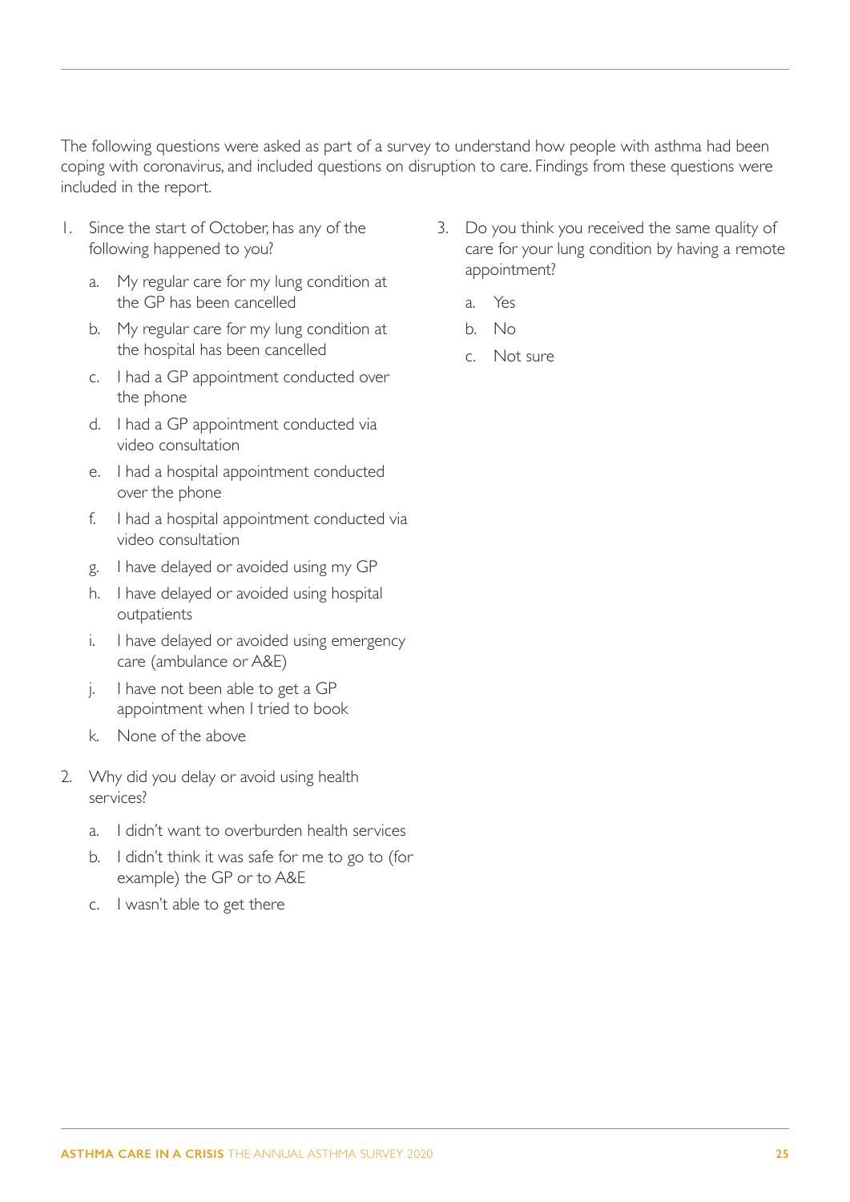The following questions were asked as part of a survey to understand how people with asthma had been coping with coronavirus, and included questions on disruption to care. Findings from these questions were included in the report.

1. Since the start of October, has any of the following happened to you?
   - a. My regular care for my lung condition at the GP has been cancelled
   - b. My regular care for my lung condition at the hospital has been cancelled
   - c. I had a GP appointment conducted over the phone
   - d. I had a GP appointment conducted via video consultation
   - e. I had a hospital appointment conducted over the phone
   - f. I had a hospital appointment conducted via video consultation
   - g. I have delayed or avoided using my GP
   - h. I have delayed or avoided using hospital outpatients
   - i. I have delayed or avoided using emergency care (ambulance or A&E)
   - j. I have not been able to get a GP appointment when I tried to book
   - k. None of the above

2. Why did you delay or avoid using health services?
   - a. I didn't want to overburden health services
   - b. I didn't think it was safe for me to go to (for example) the GP or to A&E
   - c. I wasn't able to get there

3. Do you think you received the same quality of care for your lung condition by having a remote appointment?
   - a. Yes
   - b. No
   - c. Not sure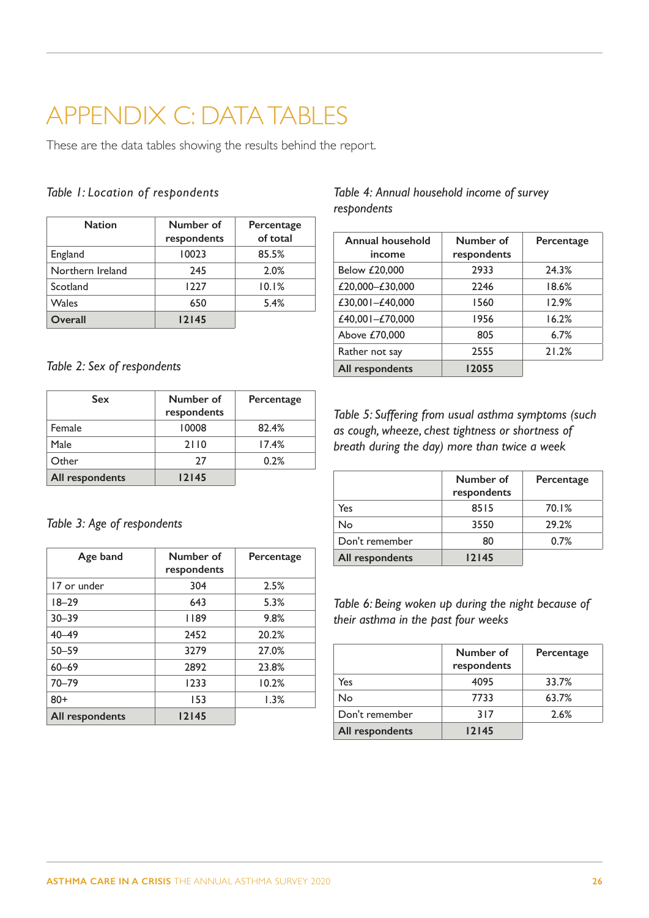# APPENDIX C: DATA TABLES

These are the data tables showing the results behind the report.

*Table 1: Location of respondents*

| Nation | Number of respondents | Percentage of total |
|---|---|---|
| England | 10023 | 85.5% |
| Northern Ireland | 245 | 2.0% |
| Scotland | 1227 | 10.1% |
| Wales | 650 | 5.4% |
| **Overall** | **12145** | |

*Table 2: Sex of respondents*

| Sex | Number of respondents | Percentage |
|---|---|---|
| Female | 10008 | 82.4% |
| Male | 2110 | 17.4% |
| Other | 27 | 0.2% |
| **All respondents** | **12145** | |

*Table 3: Age of respondents*

| Age band | Number of respondents | Percentage |
|---|---|---|
| 17 or under | 304 | 2.5% |
| 18–29 | 643 | 5.3% |
| 30–39 | 1189 | 9.8% |
| 40–49 | 2452 | 20.2% |
| 50–59 | 3279 | 27.0% |
| 60–69 | 2892 | 23.8% |
| 70–79 | 1233 | 10.2% |
| 80+ | 153 | 1.3% |
| **All respondents** | **12145** | |

*Table 4: Annual household income of survey respondents*

| Annual household income | Number of respondents | Percentage |
|---|---|---|
| Below £20,000 | 2933 | 24.3% |
| £20,000–£30,000 | 2246 | 18.6% |
| £30,001–£40,000 | 1560 | 12.9% |
| £40,001–£70,000 | 1956 | 16.2% |
| Above £70,000 | 805 | 6.7% |
| Rather not say | 2555 | 21.2% |
| **All respondents** | **12055** | |

*Table 5: Suffering from usual asthma symptoms (such as cough, wheeze, chest tightness or shortness of breath during the day) more than twice a week*

| | Number of respondents | Percentage |
|---|---|---|
| Yes | 8515 | 70.1% |
| No | 3550 | 29.2% |
| Don't remember | 80 | 0.7% |
| **All respondents** | **12145** | |

*Table 6: Being woken up during the night because of their asthma in the past four weeks*

| | Number of respondents | Percentage |
|---|---|---|
| Yes | 4095 | 33.7% |
| No | 7733 | 63.7% |
| Don't remember | 317 | 2.6% |
| **All respondents** | **12145** | |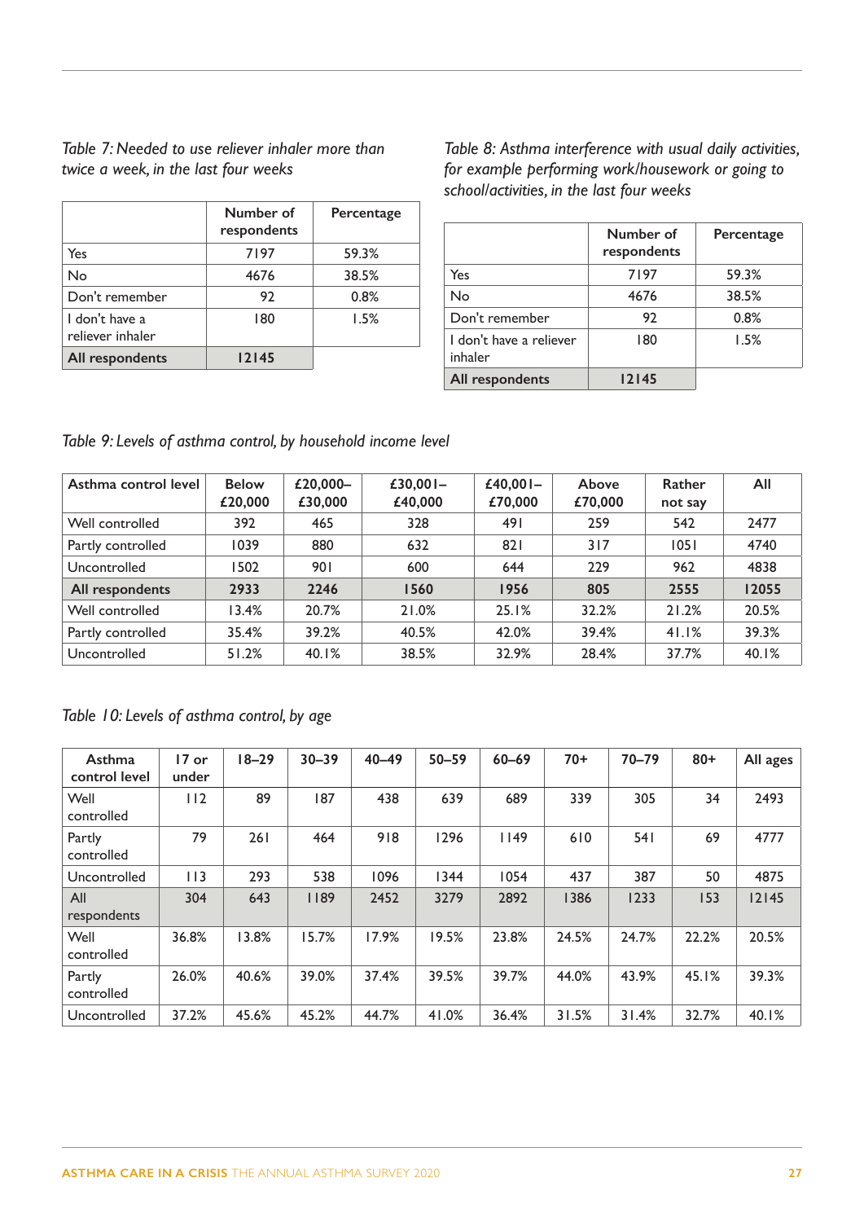*Table 7: Needed to use reliever inhaler more than twice a week, in the last four weeks*

| | Number of respondents | Percentage |
|---|---|---|
| Yes | 7197 | 59.3% |
| No | 4676 | 38.5% |
| Don't remember | 92 | 0.8% |
| I don't have a reliever inhaler | 180 | 1.5% |
| **All respondents** | **12145** | |

*Table 8: Asthma interference with usual daily activities, for example performing work/housework or going to school/activities, in the last four weeks*

| | Number of respondents | Percentage |
|---|---|---|
| Yes | 7197 | 59.3% |
| No | 4676 | 38.5% |
| Don't remember | 92 | 0.8% |
| I don't have a reliever inhaler | 180 | 1.5% |
| **All respondents** | **12145** | |

*Table 9: Levels of asthma control, by household income level*

| Asthma control level | Below £20,000 | £20,000–£30,000 | £30,001–£40,000 | £40,001–£70,000 | Above £70,000 | Rather not say | All |
|---|---|---|---|---|---|---|---|
| Well controlled | 392 | 465 | 328 | 491 | 259 | 542 | 2477 |
| Partly controlled | 1039 | 880 | 632 | 821 | 317 | 1051 | 4740 |
| Uncontrolled | 1502 | 901 | 600 | 644 | 229 | 962 | 4838 |
| **All respondents** | **2933** | **2246** | **1560** | **1956** | **805** | **2555** | **12055** |
| Well controlled | 13.4% | 20.7% | 21.0% | 25.1% | 32.2% | 21.2% | 20.5% |
| Partly controlled | 35.4% | 39.2% | 40.5% | 42.0% | 39.4% | 41.1% | 39.3% |
| Uncontrolled | 51.2% | 40.1% | 38.5% | 32.9% | 28.4% | 37.7% | 40.1% |

*Table 10: Levels of asthma control, by age*

| Asthma control level | 17 or under | 18–29 | 30–39 | 40–49 | 50–59 | 60–69 | 70+ | 70–79 | 80+ | All ages |
|---|---|---|---|---|---|---|---|---|---|---|
| Well controlled | 112 | 89 | 187 | 438 | 639 | 689 | 339 | 305 | 34 | 2493 |
| Partly controlled | 79 | 261 | 464 | 918 | 1296 | 1149 | 610 | 541 | 69 | 4777 |
| Uncontrolled | 113 | 293 | 538 | 1096 | 1344 | 1054 | 437 | 387 | 50 | 4875 |
| All respondents | 304 | 643 | 1189 | 2452 | 3279 | 2892 | 1386 | 1233 | 153 | 12145 |
| Well controlled | 36.8% | 13.8% | 15.7% | 17.9% | 19.5% | 23.8% | 24.5% | 24.7% | 22.2% | 20.5% |
| Partly controlled | 26.0% | 40.6% | 39.0% | 37.4% | 39.5% | 39.7% | 44.0% | 43.9% | 45.1% | 39.3% |
| Uncontrolled | 37.2% | 45.6% | 45.2% | 44.7% | 41.0% | 36.4% | 31.5% | 31.4% | 32.7% | 40.1% |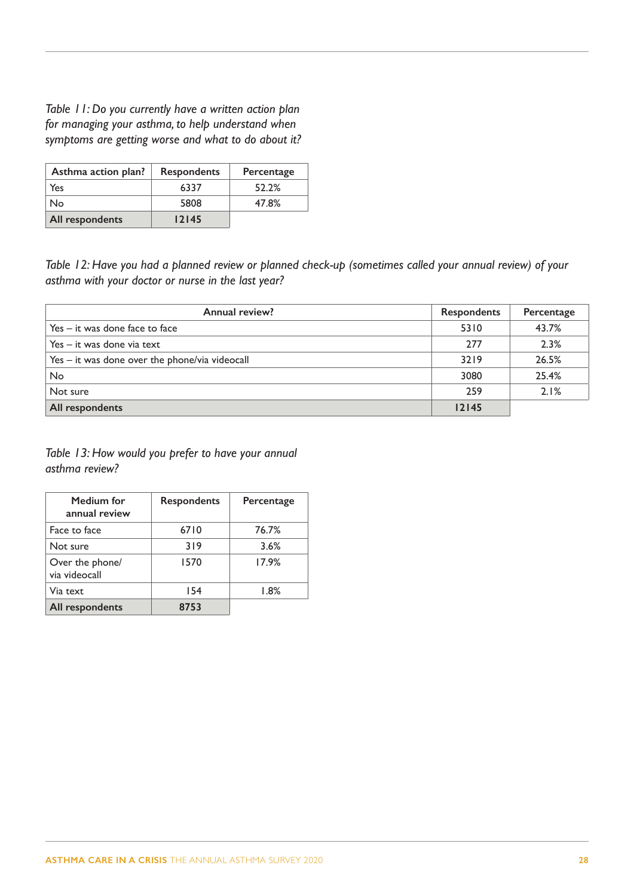*Table 11: Do you currently have a written action plan for managing your asthma, to help understand when symptoms are getting worse and what to do about it?*

| Asthma action plan? | Respondents | Percentage |
|---|---|---|
| Yes | 6337 | 52.2% |
| No | 5808 | 47.8% |
| **All respondents** | **12145** | |

*Table 12: Have you had a planned review or planned check-up (sometimes called your annual review) of your asthma with your doctor or nurse in the last year?*

| Annual review? | Respondents | Percentage |
|---|---|---|
| Yes – it was done face to face | 5310 | 43.7% |
| Yes – it was done via text | 277 | 2.3% |
| Yes – it was done over the phone/via videocall | 3219 | 26.5% |
| No | 3080 | 25.4% |
| Not sure | 259 | 2.1% |
| **All respondents** | **12145** | |

*Table 13: How would you prefer to have your annual asthma review?*

| Medium for annual review | Respondents | Percentage |
|---|---|---|
| Face to face | 6710 | 76.7% |
| Not sure | 319 | 3.6% |
| Over the phone/ via videocall | 1570 | 17.9% |
| Via text | 154 | 1.8% |
| **All respondents** | **8753** | |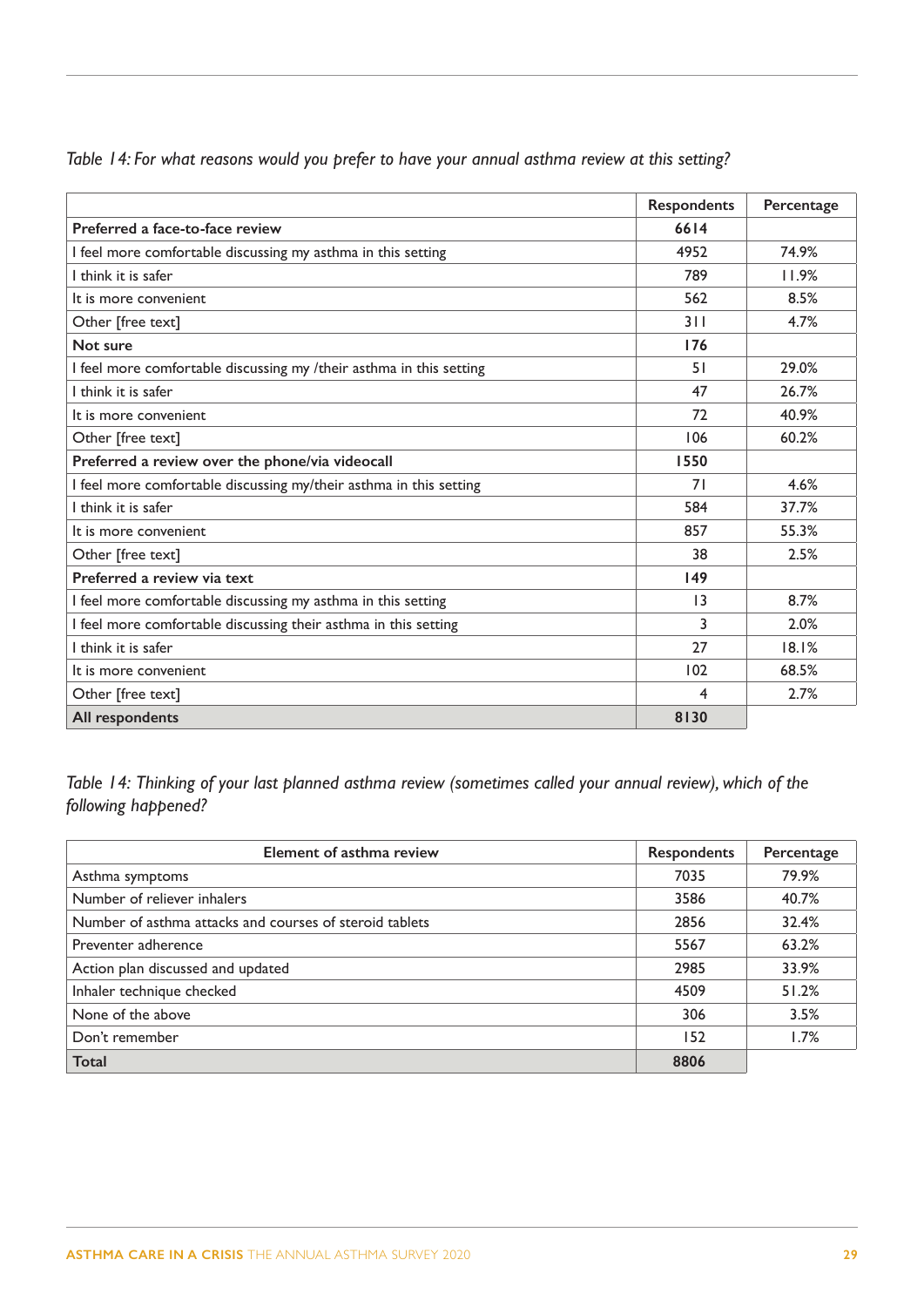*Table 14: For what reasons would you prefer to have your annual asthma review at this setting?*

| | Respondents | Percentage |
|---|---|---|
| **Preferred a face-to-face review** | **6614** | |
| I feel more comfortable discussing my asthma in this setting | 4952 | 74.9% |
| I think it is safer | 789 | 11.9% |
| It is more convenient | 562 | 8.5% |
| Other [free text] | 311 | 4.7% |
| **Not sure** | **176** | |
| I feel more comfortable discussing my /their asthma in this setting | 51 | 29.0% |
| I think it is safer | 47 | 26.7% |
| It is more convenient | 72 | 40.9% |
| Other [free text] | 106 | 60.2% |
| **Preferred a review over the phone/via videocall** | **1550** | |
| I feel more comfortable discussing my/their asthma in this setting | 71 | 4.6% |
| I think it is safer | 584 | 37.7% |
| It is more convenient | 857 | 55.3% |
| Other [free text] | 38 | 2.5% |
| **Preferred a review via text** | **149** | |
| I feel more comfortable discussing my asthma in this setting | 13 | 8.7% |
| I feel more comfortable discussing their asthma in this setting | 3 | 2.0% |
| I think it is safer | 27 | 18.1% |
| It is more convenient | 102 | 68.5% |
| Other [free text] | 4 | 2.7% |
| **All respondents** | **8130** | |

*Table 14: Thinking of your last planned asthma review (sometimes called your annual review), which of the following happened?*

| Element of asthma review | Respondents | Percentage |
|---|---|---|
| Asthma symptoms | 7035 | 79.9% |
| Number of reliever inhalers | 3586 | 40.7% |
| Number of asthma attacks and courses of steroid tablets | 2856 | 32.4% |
| Preventer adherence | 5567 | 63.2% |
| Action plan discussed and updated | 2985 | 33.9% |
| Inhaler technique checked | 4509 | 51.2% |
| None of the above | 306 | 3.5% |
| Don't remember | 152 | 1.7% |
| **Total** | **8806** | |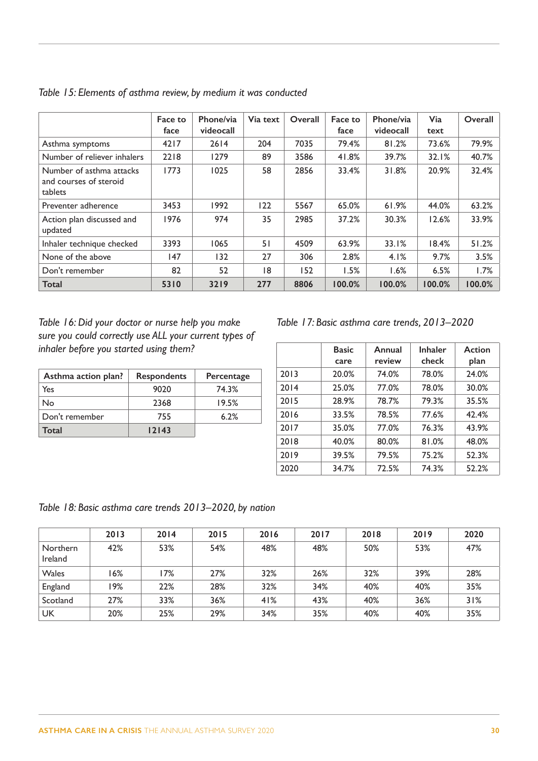*Table 15: Elements of asthma review, by medium it was conducted*

| | Face to face | Phone/via videocall | Via text | Overall | Face to face | Phone/via videocall | Via text | Overall |
|---|---|---|---|---|---|---|---|---|
| Asthma symptoms | 4217 | 2614 | 204 | 7035 | 79.4% | 81.2% | 73.6% | 79.9% |
| Number of reliever inhalers | 2218 | 1279 | 89 | 3586 | 41.8% | 39.7% | 32.1% | 40.7% |
| Number of asthma attacks and courses of steroid tablets | 1773 | 1025 | 58 | 2856 | 33.4% | 31.8% | 20.9% | 32.4% |
| Preventer adherence | 3453 | 1992 | 122 | 5567 | 65.0% | 61.9% | 44.0% | 63.2% |
| Action plan discussed and updated | 1976 | 974 | 35 | 2985 | 37.2% | 30.3% | 12.6% | 33.9% |
| Inhaler technique checked | 3393 | 1065 | 51 | 4509 | 63.9% | 33.1% | 18.4% | 51.2% |
| None of the above | 147 | 132 | 27 | 306 | 2.8% | 4.1% | 9.7% | 3.5% |
| Don't remember | 82 | 52 | 18 | 152 | 1.5% | 1.6% | 6.5% | 1.7% |
| **Total** | **5310** | **3219** | **277** | **8806** | **100.0%** | **100.0%** | **100.0%** | **100.0%** |

*Table 16: Did your doctor or nurse help you make sure you could correctly use ALL your current types of inhaler before you started using them?*

| Asthma action plan? | Respondents | Percentage |
|---|---|---|
| Yes | 9020 | 74.3% |
| No | 2368 | 19.5% |
| Don't remember | 755 | 6.2% |
| **Total** | **12143** | |

*Table 17: Basic asthma care trends, 2013–2020*

| | Basic care | Annual review | Inhaler check | Action plan |
|---|---|---|---|---|
| 2013 | 20.0% | 74.0% | 78.0% | 24.0% |
| 2014 | 25.0% | 77.0% | 78.0% | 30.0% |
| 2015 | 28.9% | 78.7% | 79.3% | 35.5% |
| 2016 | 33.5% | 78.5% | 77.6% | 42.4% |
| 2017 | 35.0% | 77.0% | 76.3% | 43.9% |
| 2018 | 40.0% | 80.0% | 81.0% | 48.0% |
| 2019 | 39.5% | 79.5% | 75.2% | 52.3% |
| 2020 | 34.7% | 72.5% | 74.3% | 52.2% |

*Table 18: Basic asthma care trends 2013–2020, by nation*

| | 2013 | 2014 | 2015 | 2016 | 2017 | 2018 | 2019 | 2020 |
|---|---|---|---|---|---|---|---|---|
| Northern Ireland | 42% | 53% | 54% | 48% | 48% | 50% | 53% | 47% |
| Wales | 16% | 17% | 27% | 32% | 26% | 32% | 39% | 28% |
| England | 19% | 22% | 28% | 32% | 34% | 40% | 40% | 35% |
| Scotland | 27% | 33% | 36% | 41% | 43% | 40% | 36% | 31% |
| UK | 20% | 25% | 29% | 34% | 35% | 40% | 40% | 35% |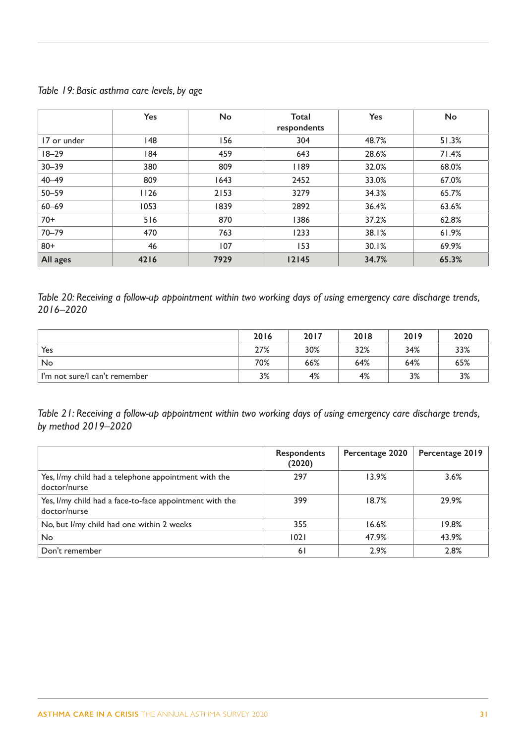*Table 19: Basic asthma care levels, by age*

| | Yes | No | Total respondents | Yes | No |
|---|---|---|---|---|---|
| 17 or under | 148 | 156 | 304 | 48.7% | 51.3% |
| 18–29 | 184 | 459 | 643 | 28.6% | 71.4% |
| 30–39 | 380 | 809 | 1189 | 32.0% | 68.0% |
| 40–49 | 809 | 1643 | 2452 | 33.0% | 67.0% |
| 50–59 | 1126 | 2153 | 3279 | 34.3% | 65.7% |
| 60–69 | 1053 | 1839 | 2892 | 36.4% | 63.6% |
| 70+ | 516 | 870 | 1386 | 37.2% | 62.8% |
| 70–79 | 470 | 763 | 1233 | 38.1% | 61.9% |
| 80+ | 46 | 107 | 153 | 30.1% | 69.9% |
| **All ages** | **4216** | **7929** | **12145** | **34.7%** | **65.3%** |

*Table 20: Receiving a follow-up appointment within two working days of using emergency care discharge trends, 2016–2020*

| | 2016 | 2017 | 2018 | 2019 | 2020 |
|---|---|---|---|---|---|
| Yes | 27% | 30% | 32% | 34% | 33% |
| No | 70% | 66% | 64% | 64% | 65% |
| I'm not sure/I can't remember | 3% | 4% | 4% | 3% | 3% |

*Table 21: Receiving a follow-up appointment within two working days of using emergency care discharge trends, by method 2019–2020*

| | Respondents (2020) | Percentage 2020 | Percentage 2019 |
|---|---|---|---|
| Yes, I/my child had a telephone appointment with the doctor/nurse | 297 | 13.9% | 3.6% |
| Yes, I/my child had a face-to-face appointment with the doctor/nurse | 399 | 18.7% | 29.9% |
| No, but I/my child had one within 2 weeks | 355 | 16.6% | 19.8% |
| No | 1021 | 47.9% | 43.9% |
| Don't remember | 61 | 2.9% | 2.8% |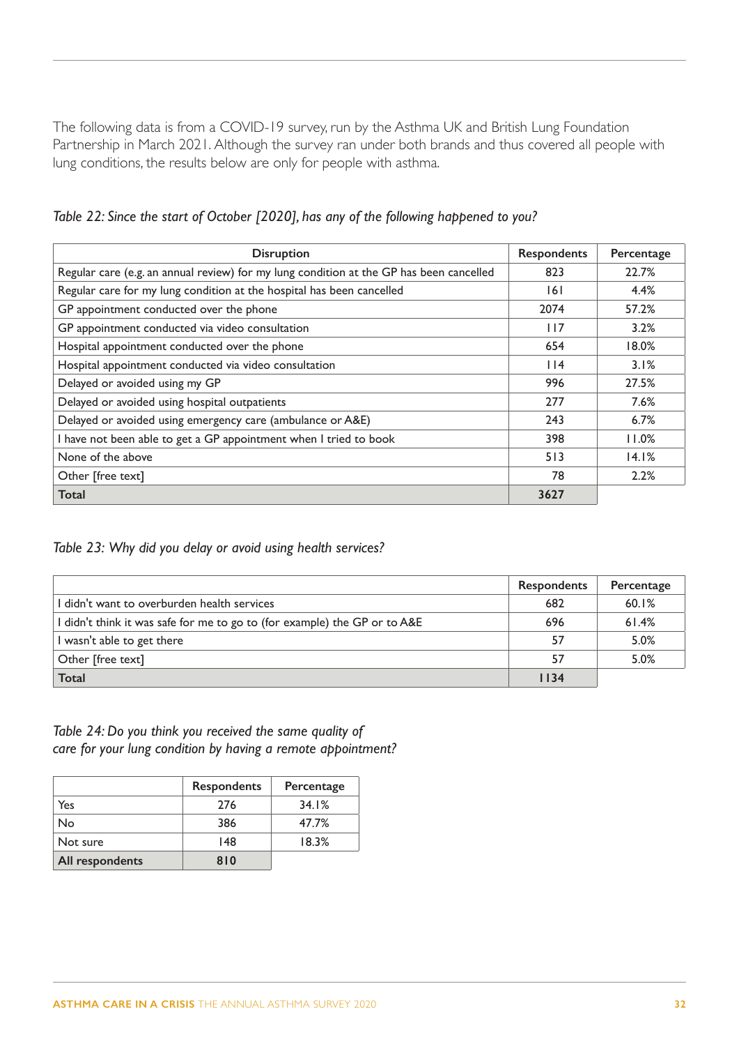The following data is from a COVID-19 survey, run by the Asthma UK and British Lung Foundation Partnership in March 2021. Although the survey ran under both brands and thus covered all people with lung conditions, the results below are only for people with asthma.

*Table 22: Since the start of October [2020], has any of the following happened to you?*

| Disruption | Respondents | Percentage |
|---|---|---|
| Regular care (e.g. an annual review) for my lung condition at the GP has been cancelled | 823 | 22.7% |
| Regular care for my lung condition at the hospital has been cancelled | 161 | 4.4% |
| GP appointment conducted over the phone | 2074 | 57.2% |
| GP appointment conducted via video consultation | 117 | 3.2% |
| Hospital appointment conducted over the phone | 654 | 18.0% |
| Hospital appointment conducted via video consultation | 114 | 3.1% |
| Delayed or avoided using my GP | 996 | 27.5% |
| Delayed or avoided using hospital outpatients | 277 | 7.6% |
| Delayed or avoided using emergency care (ambulance or A&E) | 243 | 6.7% |
| I have not been able to get a GP appointment when I tried to book | 398 | 11.0% |
| None of the above | 513 | 14.1% |
| Other [free text] | 78 | 2.2% |
| **Total** | **3627** | |

*Table 23: Why did you delay or avoid using health services?*

| | Respondents | Percentage |
|---|---|---|
| I didn't want to overburden health services | 682 | 60.1% |
| I didn't think it was safe for me to go to (for example) the GP or to A&E | 696 | 61.4% |
| I wasn't able to get there | 57 | 5.0% |
| Other [free text] | 57 | 5.0% |
| **Total** | **1134** | |

*Table 24: Do you think you received the same quality of care for your lung condition by having a remote appointment?*

| | Respondents | Percentage |
|---|---|---|
| Yes | 276 | 34.1% |
| No | 386 | 47.7% |
| Not sure | 148 | 18.3% |
| **All respondents** | **810** | |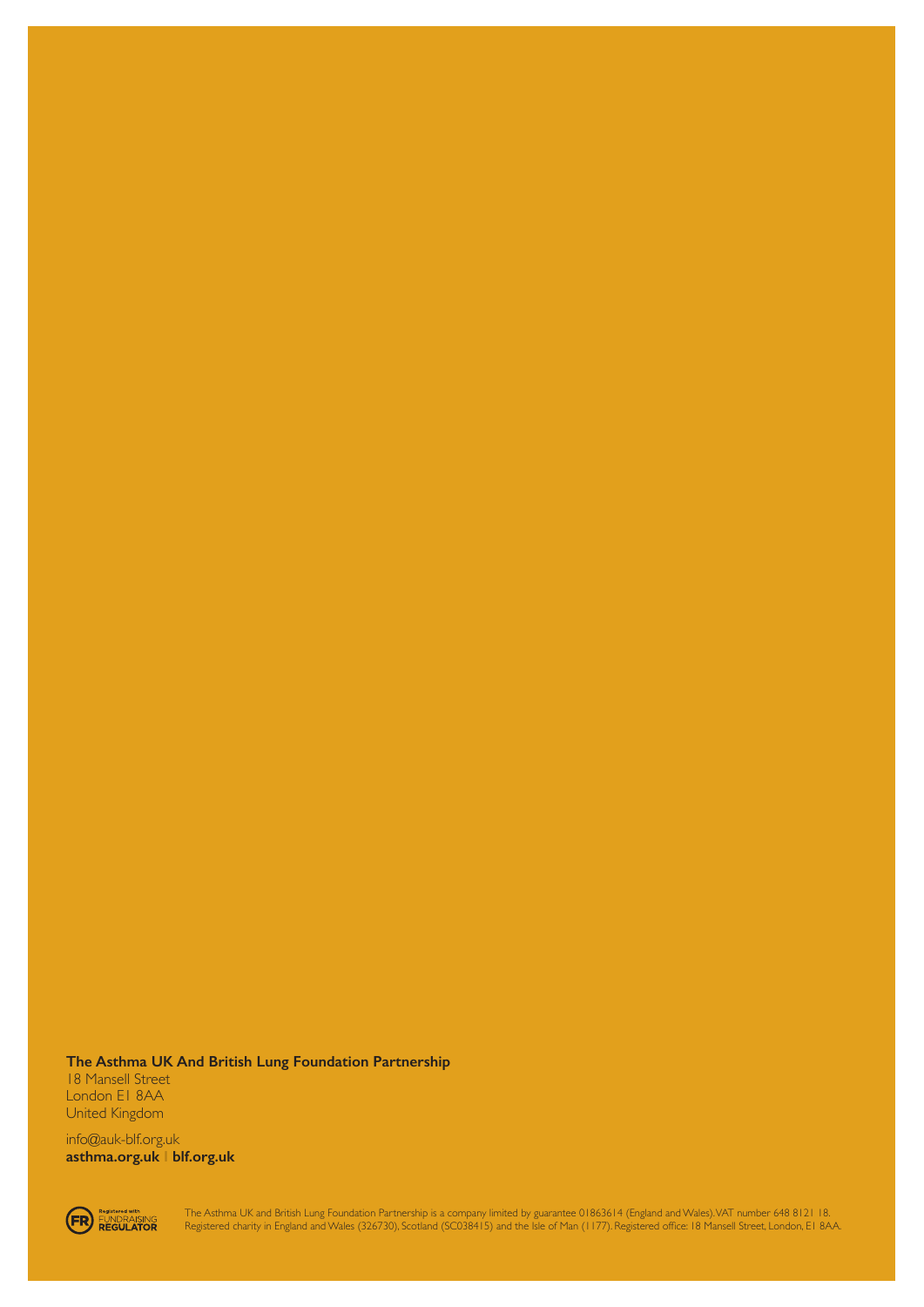**The Asthma UK And British Lung Foundation Partnership**
18 Mansell Street
London E1 8AA
United Kingdom

info@auk-blf.org.uk
**asthma.org.uk | blf.org.uk**

Registered with FUNDRAISING REGULATOR

The Asthma UK and British Lung Foundation Partnership is a company limited by guarantee 01863614 (England and Wales). VAT number 648 8121 18. Registered charity in England and Wales (326730), Scotland (SC038415) and the Isle of Man (1177). Registered office: 18 Mansell Street, London, E1 8AA.